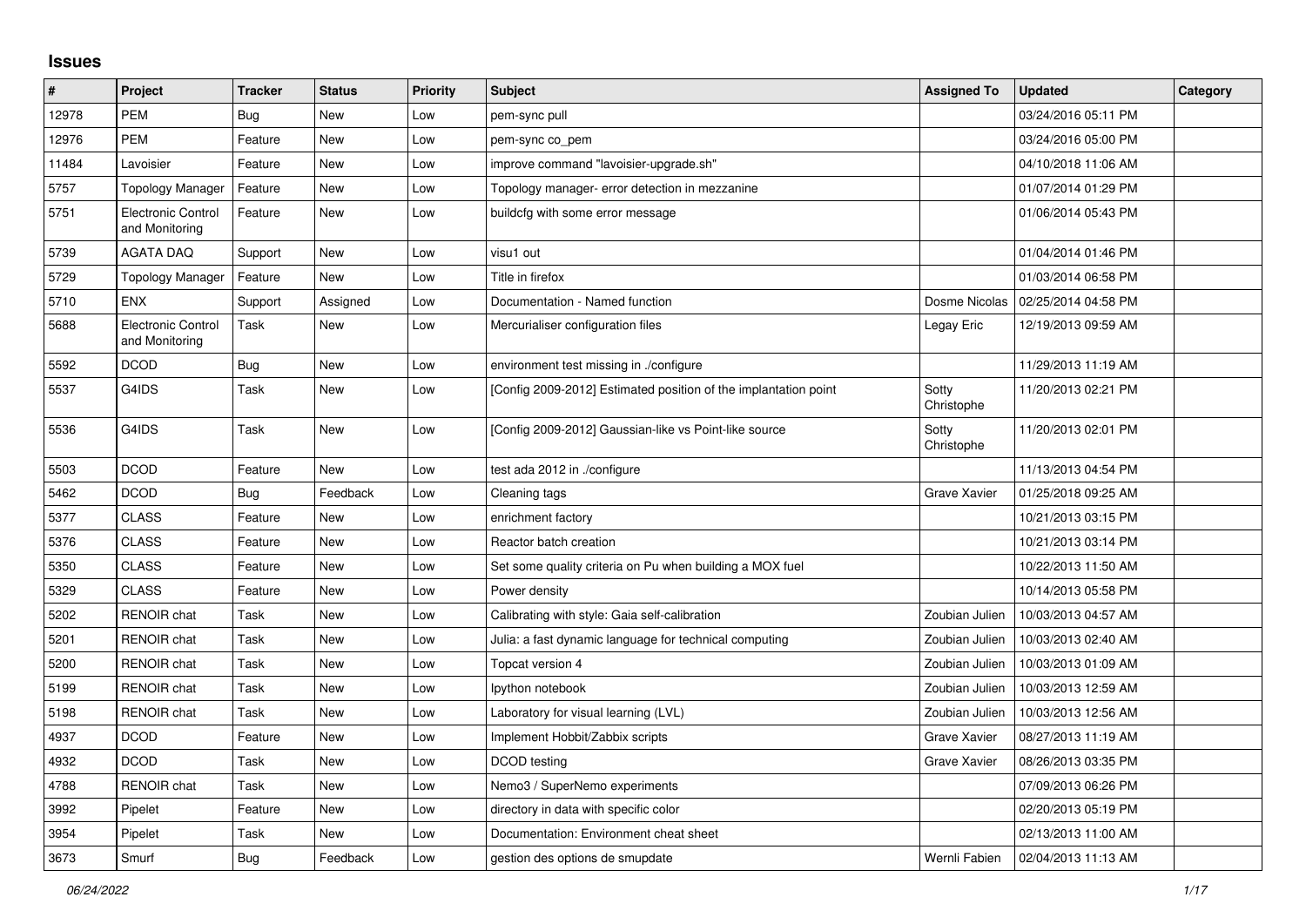# Issues

| # | Project | Tracker | Status | Priority | Subject | Assigned To | Updated | Category |
|---|---|---|---|---|---|---|---|---|
| 12978 | PEM | Bug | New | Low | pem-sync pull | | 03/24/2016 05:11 PM | |
| 12976 | PEM | Feature | New | Low | pem-sync co_pem | | 03/24/2016 05:00 PM | |
| 11484 | Lavoisier | Feature | New | Low | improve command "lavoisier-upgrade.sh" | | 04/10/2018 11:06 AM | |
| 5757 | Topology Manager | Feature | New | Low | Topology manager- error detection in mezzanine | | 01/07/2014 01:29 PM | |
| 5751 | Electronic Control and Monitoring | Feature | New | Low | buildcfg with some error message | | 01/06/2014 05:43 PM | |
| 5739 | AGATA DAQ | Support | New | Low | visu1 out | | 01/04/2014 01:46 PM | |
| 5729 | Topology Manager | Feature | New | Low | Title in firefox | | 01/03/2014 06:58 PM | |
| 5710 | ENX | Support | Assigned | Low | Documentation - Named function | Dosme Nicolas | 02/25/2014 04:58 PM | |
| 5688 | Electronic Control and Monitoring | Task | New | Low | Mercurialiser configuration files | Legay Eric | 12/19/2013 09:59 AM | |
| 5592 | DCOD | Bug | New | Low | environment test missing in ./configure | | 11/29/2013 11:19 AM | |
| 5537 | G4IDS | Task | New | Low | [Config 2009-2012] Estimated position of the implantation point | Sotty Christophe | 11/20/2013 02:21 PM | |
| 5536 | G4IDS | Task | New | Low | [Config 2009-2012] Gaussian-like vs Point-like source | Sotty Christophe | 11/20/2013 02:01 PM | |
| 5503 | DCOD | Feature | New | Low | test ada 2012 in ./configure | | 11/13/2013 04:54 PM | |
| 5462 | DCOD | Bug | Feedback | Low | Cleaning tags | Grave Xavier | 01/25/2018 09:25 AM | |
| 5377 | CLASS | Feature | New | Low | enrichment factory | | 10/21/2013 03:15 PM | |
| 5376 | CLASS | Feature | New | Low | Reactor batch creation | | 10/21/2013 03:14 PM | |
| 5350 | CLASS | Feature | New | Low | Set some quality criteria on Pu when building a MOX fuel | | 10/22/2013 11:50 AM | |
| 5329 | CLASS | Feature | New | Low | Power density | | 10/14/2013 05:58 PM | |
| 5202 | RENOIR chat | Task | New | Low | Calibrating with style: Gaia self-calibration | Zoubian Julien | 10/03/2013 04:57 AM | |
| 5201 | RENOIR chat | Task | New | Low | Julia: a fast dynamic language for technical computing | Zoubian Julien | 10/03/2013 02:40 AM | |
| 5200 | RENOIR chat | Task | New | Low | Topcat version 4 | Zoubian Julien | 10/03/2013 01:09 AM | |
| 5199 | RENOIR chat | Task | New | Low | Ipython notebook | Zoubian Julien | 10/03/2013 12:59 AM | |
| 5198 | RENOIR chat | Task | New | Low | Laboratory for visual learning (LVL) | Zoubian Julien | 10/03/2013 12:56 AM | |
| 4937 | DCOD | Feature | New | Low | Implement Hobbit/Zabbix scripts | Grave Xavier | 08/27/2013 11:19 AM | |
| 4932 | DCOD | Task | New | Low | DCOD testing | Grave Xavier | 08/26/2013 03:35 PM | |
| 4788 | RENOIR chat | Task | New | Low | Nemo3 / SuperNemo experiments | | 07/09/2013 06:26 PM | |
| 3992 | Pipelet | Feature | New | Low | directory in data with specific color | | 02/20/2013 05:19 PM | |
| 3954 | Pipelet | Task | New | Low | Documentation: Environment cheat sheet | | 02/13/2013 11:00 AM | |
| 3673 | Smurf | Bug | Feedback | Low | gestion des options de smupdate | Wernli Fabien | 02/04/2013 11:13 AM | |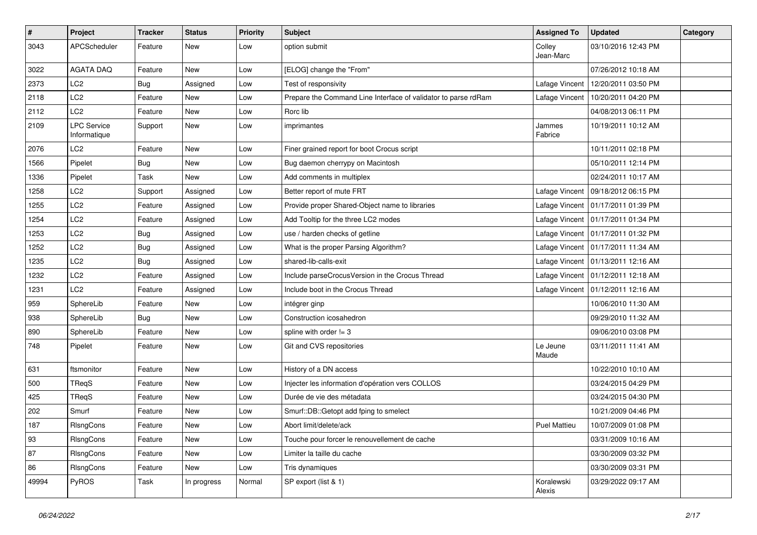| # | Project | Tracker | Status | Priority | Subject | Assigned To | Updated | Category |
|---|---|---|---|---|---|---|---|---|
| 3043 | APCScheduler | Feature | New | Low | option submit | Colley Jean-Marc | 03/10/2016 12:43 PM | |
| 3022 | AGATA DAQ | Feature | New | Low | [ELOG] change the "From" | | 07/26/2012 10:18 AM | |
| 2373 | LC2 | Bug | Assigned | Low | Test of responsivity | Lafage Vincent | 12/20/2011 03:50 PM | |
| 2118 | LC2 | Feature | New | Low | Prepare the Command Line Interface of validator to parse rdRam | Lafage Vincent | 10/20/2011 04:20 PM | |
| 2112 | LC2 | Feature | New | Low | Rorc lib | | 04/08/2013 06:11 PM | |
| 2109 | LPC Service Informatique | Support | New | Low | imprimantes | Jammes Fabrice | 10/19/2011 10:12 AM | |
| 2076 | LC2 | Feature | New | Low | Finer grained report for boot Crocus script | | 10/11/2011 02:18 PM | |
| 1566 | Pipelet | Bug | New | Low | Bug daemon cherrypy on Macintosh | | 05/10/2011 12:14 PM | |
| 1336 | Pipelet | Task | New | Low | Add comments in multiplex | | 02/24/2011 10:17 AM | |
| 1258 | LC2 | Support | Assigned | Low | Better report of mute FRT | Lafage Vincent | 09/18/2012 06:15 PM | |
| 1255 | LC2 | Feature | Assigned | Low | Provide proper Shared-Object name to libraries | Lafage Vincent | 01/17/2011 01:39 PM | |
| 1254 | LC2 | Feature | Assigned | Low | Add Tooltip for the three LC2 modes | Lafage Vincent | 01/17/2011 01:34 PM | |
| 1253 | LC2 | Bug | Assigned | Low | use / harden checks of getline | Lafage Vincent | 01/17/2011 01:32 PM | |
| 1252 | LC2 | Bug | Assigned | Low | What is the proper Parsing Algorithm? | Lafage Vincent | 01/17/2011 11:34 AM | |
| 1235 | LC2 | Bug | Assigned | Low | shared-lib-calls-exit | Lafage Vincent | 01/13/2011 12:16 AM | |
| 1232 | LC2 | Feature | Assigned | Low | Include parseCrocusVersion in the Crocus Thread | Lafage Vincent | 01/12/2011 12:18 AM | |
| 1231 | LC2 | Feature | Assigned | Low | Include boot in the Crocus Thread | Lafage Vincent | 01/12/2011 12:16 AM | |
| 959 | SphereLib | Feature | New | Low | intégrer ginp | | 10/06/2010 11:30 AM | |
| 938 | SphereLib | Bug | New | Low | Construction icosahedron | | 09/29/2010 11:32 AM | |
| 890 | SphereLib | Feature | New | Low | spline with order != 3 | | 09/06/2010 03:08 PM | |
| 748 | Pipelet | Feature | New | Low | Git and CVS repositories | Le Jeune Maude | 03/11/2011 11:41 AM | |
| 631 | ftsmonitor | Feature | New | Low | History of a DN access | | 10/22/2010 10:10 AM | |
| 500 | TReqS | Feature | New | Low | Injecter les information d'opération vers COLLOS | | 03/24/2015 04:29 PM | |
| 425 | TReqS | Feature | New | Low | Durée de vie des métadata | | 03/24/2015 04:30 PM | |
| 202 | Smurf | Feature | New | Low | Smurf::DB::Getopt add fping to smelect | | 10/21/2009 04:46 PM | |
| 187 | RlsngCons | Feature | New | Low | Abort limit/delete/ack | Puel Mattieu | 10/07/2009 01:08 PM | |
| 93 | RlsngCons | Feature | New | Low | Touche pour forcer le renouvellement de cache | | 03/31/2009 10:16 AM | |
| 87 | RlsngCons | Feature | New | Low | Limiter la taille du cache | | 03/30/2009 03:32 PM | |
| 86 | RlsngCons | Feature | New | Low | Tris dynamiques | | 03/30/2009 03:31 PM | |
| 49994 | PyROS | Task | In progress | Normal | SP export (list & 1) | Koralewski Alexis | 03/29/2022 09:17 AM | |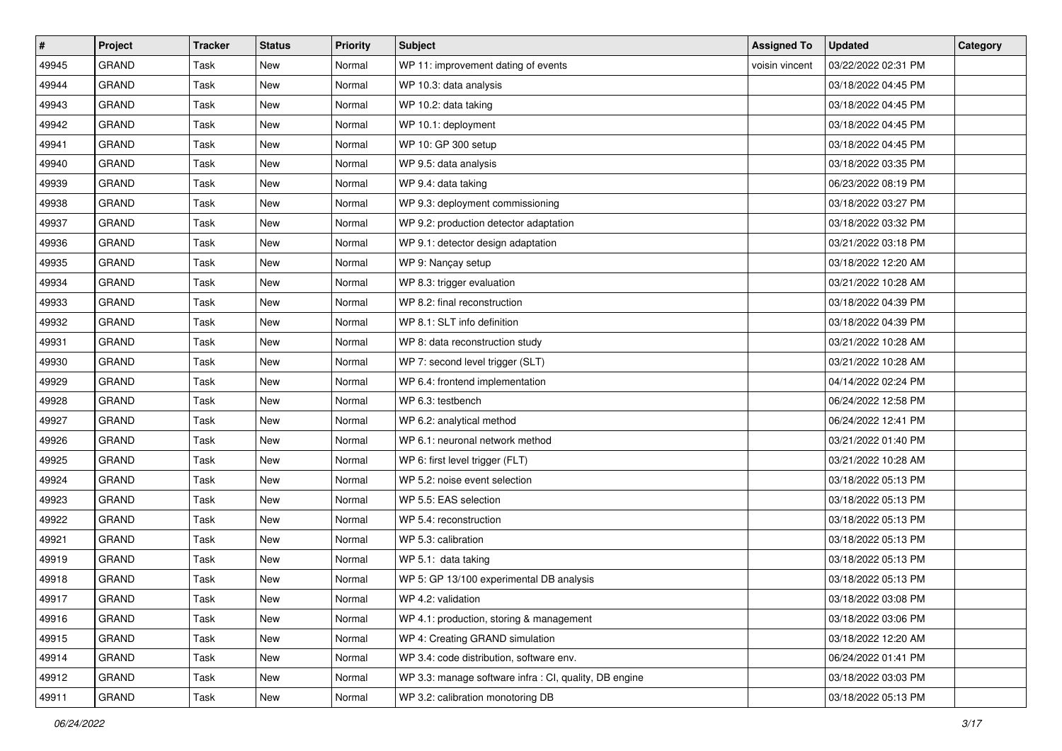| # | Project | Tracker | Status | Priority | Subject | Assigned To | Updated | Category |
|---|---|---|---|---|---|---|---|---|
| 49945 | GRAND | Task | New | Normal | WP 11: improvement dating of events | voisin vincent | 03/22/2022 02:31 PM | |
| 49944 | GRAND | Task | New | Normal | WP 10.3: data analysis | | 03/18/2022 04:45 PM | |
| 49943 | GRAND | Task | New | Normal | WP 10.2: data taking | | 03/18/2022 04:45 PM | |
| 49942 | GRAND | Task | New | Normal | WP 10.1: deployment | | 03/18/2022 04:45 PM | |
| 49941 | GRAND | Task | New | Normal | WP 10: GP 300 setup | | 03/18/2022 04:45 PM | |
| 49940 | GRAND | Task | New | Normal | WP 9.5: data analysis | | 03/18/2022 03:35 PM | |
| 49939 | GRAND | Task | New | Normal | WP 9.4: data taking | | 06/23/2022 08:19 PM | |
| 49938 | GRAND | Task | New | Normal | WP 9.3: deployment commissioning | | 03/18/2022 03:27 PM | |
| 49937 | GRAND | Task | New | Normal | WP 9.2: production detector adaptation | | 03/18/2022 03:32 PM | |
| 49936 | GRAND | Task | New | Normal | WP 9.1: detector design adaptation | | 03/21/2022 03:18 PM | |
| 49935 | GRAND | Task | New | Normal | WP 9: Nançay setup | | 03/18/2022 12:20 AM | |
| 49934 | GRAND | Task | New | Normal | WP 8.3: trigger evaluation | | 03/21/2022 10:28 AM | |
| 49933 | GRAND | Task | New | Normal | WP 8.2: final reconstruction | | 03/18/2022 04:39 PM | |
| 49932 | GRAND | Task | New | Normal | WP 8.1: SLT info definition | | 03/18/2022 04:39 PM | |
| 49931 | GRAND | Task | New | Normal | WP 8: data reconstruction study | | 03/21/2022 10:28 AM | |
| 49930 | GRAND | Task | New | Normal | WP 7: second level trigger (SLT) | | 03/21/2022 10:28 AM | |
| 49929 | GRAND | Task | New | Normal | WP 6.4: frontend implementation | | 04/14/2022 02:24 PM | |
| 49928 | GRAND | Task | New | Normal | WP 6.3: testbench | | 06/24/2022 12:58 PM | |
| 49927 | GRAND | Task | New | Normal | WP 6.2: analytical method | | 06/24/2022 12:41 PM | |
| 49926 | GRAND | Task | New | Normal | WP 6.1: neuronal network method | | 03/21/2022 01:40 PM | |
| 49925 | GRAND | Task | New | Normal | WP 6: first level trigger (FLT) | | 03/21/2022 10:28 AM | |
| 49924 | GRAND | Task | New | Normal | WP 5.2: noise event selection | | 03/18/2022 05:13 PM | |
| 49923 | GRAND | Task | New | Normal | WP 5.5: EAS selection | | 03/18/2022 05:13 PM | |
| 49922 | GRAND | Task | New | Normal | WP 5.4: reconstruction | | 03/18/2022 05:13 PM | |
| 49921 | GRAND | Task | New | Normal | WP 5.3: calibration | | 03/18/2022 05:13 PM | |
| 49919 | GRAND | Task | New | Normal | WP 5.1: data taking | | 03/18/2022 05:13 PM | |
| 49918 | GRAND | Task | New | Normal | WP 5: GP 13/100 experimental DB analysis | | 03/18/2022 05:13 PM | |
| 49917 | GRAND | Task | New | Normal | WP 4.2: validation | | 03/18/2022 03:08 PM | |
| 49916 | GRAND | Task | New | Normal | WP 4.1: production, storing & management | | 03/18/2022 03:06 PM | |
| 49915 | GRAND | Task | New | Normal | WP 4: Creating GRAND simulation | | 03/18/2022 12:20 AM | |
| 49914 | GRAND | Task | New | Normal | WP 3.4: code distribution, software env. | | 06/24/2022 01:41 PM | |
| 49912 | GRAND | Task | New | Normal | WP 3.3: manage software infra : CI, quality, DB engine | | 03/18/2022 03:03 PM | |
| 49911 | GRAND | Task | New | Normal | WP 3.2: calibration monotoring DB | | 03/18/2022 05:13 PM | |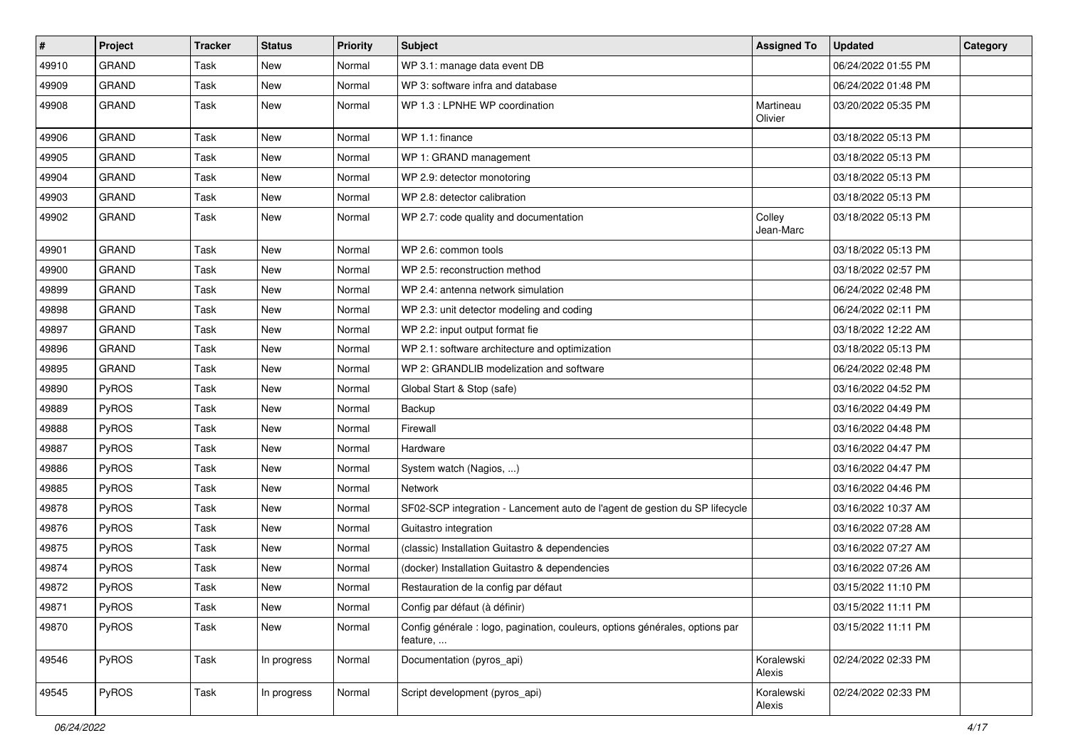| # | Project | Tracker | Status | Priority | Subject | Assigned To | Updated | Category |
|---|---|---|---|---|---|---|---|---|
| 49910 | GRAND | Task | New | Normal | WP 3.1: manage data event DB | | 06/24/2022 01:55 PM | |
| 49909 | GRAND | Task | New | Normal | WP 3: software infra and database | | 06/24/2022 01:48 PM | |
| 49908 | GRAND | Task | New | Normal | WP 1.3 : LPNHE WP coordination | Martineau Olivier | 03/20/2022 05:35 PM | |
| 49906 | GRAND | Task | New | Normal | WP 1.1: finance | | 03/18/2022 05:13 PM | |
| 49905 | GRAND | Task | New | Normal | WP 1: GRAND management | | 03/18/2022 05:13 PM | |
| 49904 | GRAND | Task | New | Normal | WP 2.9: detector monotoring | | 03/18/2022 05:13 PM | |
| 49903 | GRAND | Task | New | Normal | WP 2.8: detector calibration | | 03/18/2022 05:13 PM | |
| 49902 | GRAND | Task | New | Normal | WP 2.7: code quality and documentation | Colley Jean-Marc | 03/18/2022 05:13 PM | |
| 49901 | GRAND | Task | New | Normal | WP 2.6: common tools | | 03/18/2022 05:13 PM | |
| 49900 | GRAND | Task | New | Normal | WP 2.5: reconstruction method | | 03/18/2022 02:57 PM | |
| 49899 | GRAND | Task | New | Normal | WP 2.4: antenna network simulation | | 06/24/2022 02:48 PM | |
| 49898 | GRAND | Task | New | Normal | WP 2.3: unit detector modeling and coding | | 06/24/2022 02:11 PM | |
| 49897 | GRAND | Task | New | Normal | WP 2.2: input output format fie | | 03/18/2022 12:22 AM | |
| 49896 | GRAND | Task | New | Normal | WP 2.1: software architecture and optimization | | 03/18/2022 05:13 PM | |
| 49895 | GRAND | Task | New | Normal | WP 2: GRANDLIB modelization and software | | 06/24/2022 02:48 PM | |
| 49890 | PyROS | Task | New | Normal | Global Start & Stop (safe) | | 03/16/2022 04:52 PM | |
| 49889 | PyROS | Task | New | Normal | Backup | | 03/16/2022 04:49 PM | |
| 49888 | PyROS | Task | New | Normal | Firewall | | 03/16/2022 04:48 PM | |
| 49887 | PyROS | Task | New | Normal | Hardware | | 03/16/2022 04:47 PM | |
| 49886 | PyROS | Task | New | Normal | System watch (Nagios, ...) | | 03/16/2022 04:47 PM | |
| 49885 | PyROS | Task | New | Normal | Network | | 03/16/2022 04:46 PM | |
| 49878 | PyROS | Task | New | Normal | SF02-SCP integration - Lancement auto de l'agent de gestion du SP lifecycle | | 03/16/2022 10:37 AM | |
| 49876 | PyROS | Task | New | Normal | Guitastro integration | | 03/16/2022 07:28 AM | |
| 49875 | PyROS | Task | New | Normal | (classic) Installation Guitastro & dependencies | | 03/16/2022 07:27 AM | |
| 49874 | PyROS | Task | New | Normal | (docker) Installation Guitastro & dependencies | | 03/16/2022 07:26 AM | |
| 49872 | PyROS | Task | New | Normal | Restauration de la config par défaut | | 03/15/2022 11:10 PM | |
| 49871 | PyROS | Task | New | Normal | Config par défaut (à définir) | | 03/15/2022 11:11 PM | |
| 49870 | PyROS | Task | New | Normal | Config générale : logo, pagination, couleurs, options générales, options par feature, ... | | 03/15/2022 11:11 PM | |
| 49546 | PyROS | Task | In progress | Normal | Documentation (pyros_api) | Koralewski Alexis | 02/24/2022 02:33 PM | |
| 49545 | PyROS | Task | In progress | Normal | Script development (pyros_api) | Koralewski Alexis | 02/24/2022 02:33 PM | |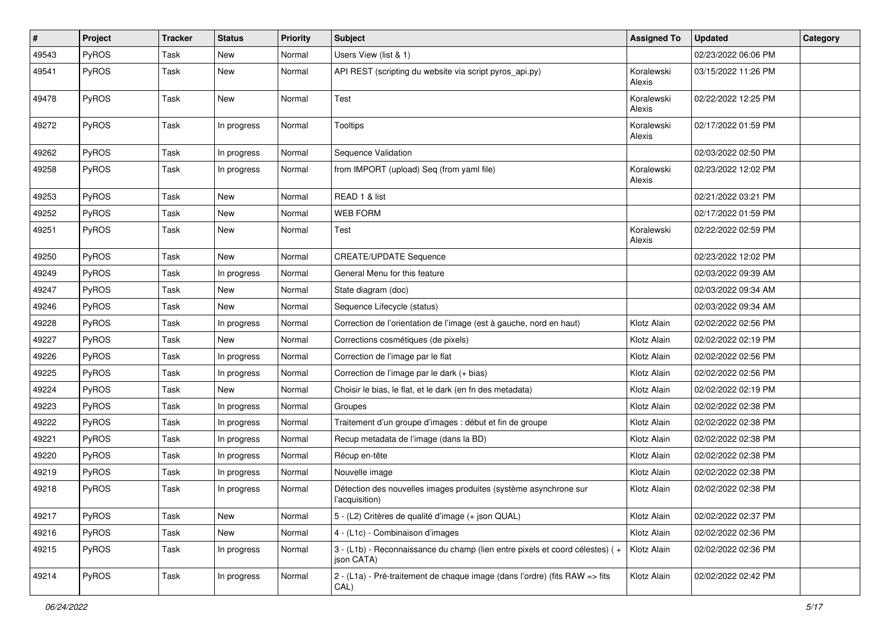| # | Project | Tracker | Status | Priority | Subject | Assigned To | Updated | Category |
|---|---|---|---|---|---|---|---|---|
| 49543 | PyROS | Task | New | Normal | Users View (list & 1) | | 02/23/2022 06:06 PM | |
| 49541 | PyROS | Task | New | Normal | API REST (scripting du website via script pyros_api.py) | Koralewski Alexis | 03/15/2022 11:26 PM | |
| 49478 | PyROS | Task | New | Normal | Test | Koralewski Alexis | 02/22/2022 12:25 PM | |
| 49272 | PyROS | Task | In progress | Normal | Tooltips | Koralewski Alexis | 02/17/2022 01:59 PM | |
| 49262 | PyROS | Task | In progress | Normal | Sequence Validation | | 02/03/2022 02:50 PM | |
| 49258 | PyROS | Task | In progress | Normal | from IMPORT (upload) Seq (from yaml file) | Koralewski Alexis | 02/23/2022 12:02 PM | |
| 49253 | PyROS | Task | New | Normal | READ 1 & list | | 02/21/2022 03:21 PM | |
| 49252 | PyROS | Task | New | Normal | WEB FORM | | 02/17/2022 01:59 PM | |
| 49251 | PyROS | Task | New | Normal | Test | Koralewski Alexis | 02/22/2022 02:59 PM | |
| 49250 | PyROS | Task | New | Normal | CREATE/UPDATE Sequence | | 02/23/2022 12:02 PM | |
| 49249 | PyROS | Task | In progress | Normal | General Menu for this feature | | 02/03/2022 09:39 AM | |
| 49247 | PyROS | Task | New | Normal | State diagram (doc) | | 02/03/2022 09:34 AM | |
| 49246 | PyROS | Task | New | Normal | Sequence Lifecycle (status) | | 02/03/2022 09:34 AM | |
| 49228 | PyROS | Task | In progress | Normal | Correction de l'orientation de l'image (est à gauche, nord en haut) | Klotz Alain | 02/02/2022 02:56 PM | |
| 49227 | PyROS | Task | New | Normal | Corrections cosmétiques (de pixels) | Klotz Alain | 02/02/2022 02:19 PM | |
| 49226 | PyROS | Task | In progress | Normal | Correction de l'image par le flat | Klotz Alain | 02/02/2022 02:56 PM | |
| 49225 | PyROS | Task | In progress | Normal | Correction de l'image par le dark (+ bias) | Klotz Alain | 02/02/2022 02:56 PM | |
| 49224 | PyROS | Task | New | Normal | Choisir le bias, le flat, et le dark (en fn des metadata) | Klotz Alain | 02/02/2022 02:19 PM | |
| 49223 | PyROS | Task | In progress | Normal | Groupes | Klotz Alain | 02/02/2022 02:38 PM | |
| 49222 | PyROS | Task | In progress | Normal | Traitement d'un groupe d'images : début et fin de groupe | Klotz Alain | 02/02/2022 02:38 PM | |
| 49221 | PyROS | Task | In progress | Normal | Recup metadata de l'image (dans la BD) | Klotz Alain | 02/02/2022 02:38 PM | |
| 49220 | PyROS | Task | In progress | Normal | Récup en-tête | Klotz Alain | 02/02/2022 02:38 PM | |
| 49219 | PyROS | Task | In progress | Normal | Nouvelle image | Klotz Alain | 02/02/2022 02:38 PM | |
| 49218 | PyROS | Task | In progress | Normal | Détection des nouvelles images produites (système asynchrone sur l'acquisition) | Klotz Alain | 02/02/2022 02:38 PM | |
| 49217 | PyROS | Task | New | Normal | 5 - (L2) Critères de qualité d'image (+ json QUAL) | Klotz Alain | 02/02/2022 02:37 PM | |
| 49216 | PyROS | Task | New | Normal | 4 - (L1c) - Combinaison d'images | Klotz Alain | 02/02/2022 02:36 PM | |
| 49215 | PyROS | Task | In progress | Normal | 3 - (L1b) - Reconnaissance du champ (lien entre pixels et coord célestes) ( + json CATA) | Klotz Alain | 02/02/2022 02:36 PM | |
| 49214 | PyROS | Task | In progress | Normal | 2 - (L1a) - Pré-traitement de chaque image (dans l'ordre) (fits RAW => fits CAL) | Klotz Alain | 02/02/2022 02:42 PM | |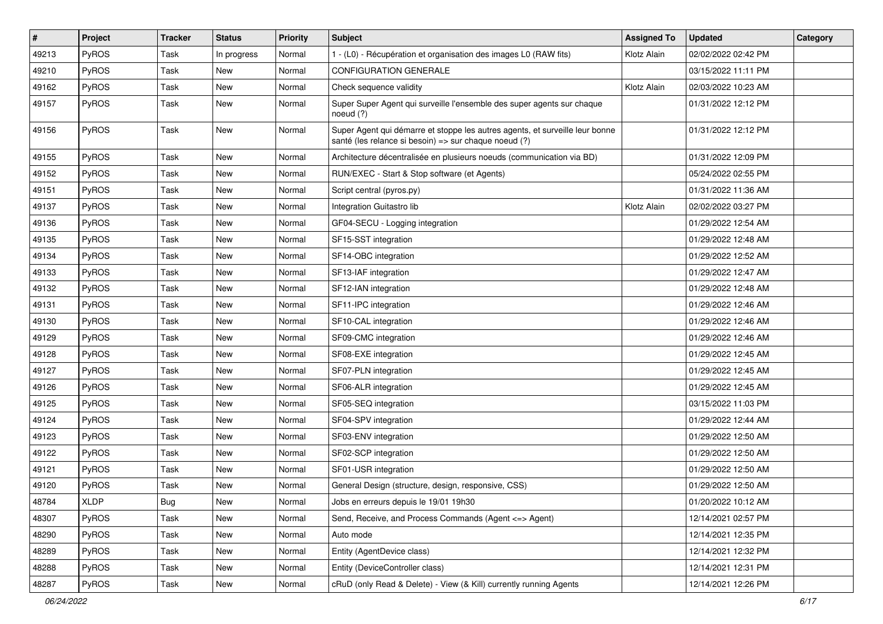| # | Project | Tracker | Status | Priority | Subject | Assigned To | Updated | Category |
|---|---|---|---|---|---|---|---|---|
| 49213 | PyROS | Task | In progress | Normal | 1 - (L0) - Récupération et organisation des images L0 (RAW fits) | Klotz Alain | 02/02/2022 02:42 PM | |
| 49210 | PyROS | Task | New | Normal | CONFIGURATION GENERALE | | 03/15/2022 11:11 PM | |
| 49162 | PyROS | Task | New | Normal | Check sequence validity | Klotz Alain | 02/03/2022 10:23 AM | |
| 49157 | PyROS | Task | New | Normal | Super Super Agent qui surveille l'ensemble des super agents sur chaque noeud (?) | | 01/31/2022 12:12 PM | |
| 49156 | PyROS | Task | New | Normal | Super Agent qui démarre et stoppe les autres agents, et surveille leur bonne santé (les relance si besoin) => sur chaque noeud (?) | | 01/31/2022 12:12 PM | |
| 49155 | PyROS | Task | New | Normal | Architecture décentralisée en plusieurs noeuds (communication via BD) | | 01/31/2022 12:09 PM | |
| 49152 | PyROS | Task | New | Normal | RUN/EXEC - Start & Stop software (et Agents) | | 05/24/2022 02:55 PM | |
| 49151 | PyROS | Task | New | Normal | Script central (pyros.py) | | 01/31/2022 11:36 AM | |
| 49137 | PyROS | Task | New | Normal | Integration Guitastro lib | Klotz Alain | 02/02/2022 03:27 PM | |
| 49136 | PyROS | Task | New | Normal | GF04-SECU - Logging integration | | 01/29/2022 12:54 AM | |
| 49135 | PyROS | Task | New | Normal | SF15-SST integration | | 01/29/2022 12:48 AM | |
| 49134 | PyROS | Task | New | Normal | SF14-OBC integration | | 01/29/2022 12:52 AM | |
| 49133 | PyROS | Task | New | Normal | SF13-IAF integration | | 01/29/2022 12:47 AM | |
| 49132 | PyROS | Task | New | Normal | SF12-IAN integration | | 01/29/2022 12:48 AM | |
| 49131 | PyROS | Task | New | Normal | SF11-IPC integration | | 01/29/2022 12:46 AM | |
| 49130 | PyROS | Task | New | Normal | SF10-CAL integration | | 01/29/2022 12:46 AM | |
| 49129 | PyROS | Task | New | Normal | SF09-CMC integration | | 01/29/2022 12:46 AM | |
| 49128 | PyROS | Task | New | Normal | SF08-EXE integration | | 01/29/2022 12:45 AM | |
| 49127 | PyROS | Task | New | Normal | SF07-PLN integration | | 01/29/2022 12:45 AM | |
| 49126 | PyROS | Task | New | Normal | SF06-ALR integration | | 01/29/2022 12:45 AM | |
| 49125 | PyROS | Task | New | Normal | SF05-SEQ integration | | 03/15/2022 11:03 PM | |
| 49124 | PyROS | Task | New | Normal | SF04-SPV integration | | 01/29/2022 12:44 AM | |
| 49123 | PyROS | Task | New | Normal | SF03-ENV integration | | 01/29/2022 12:50 AM | |
| 49122 | PyROS | Task | New | Normal | SF02-SCP integration | | 01/29/2022 12:50 AM | |
| 49121 | PyROS | Task | New | Normal | SF01-USR integration | | 01/29/2022 12:50 AM | |
| 49120 | PyROS | Task | New | Normal | General Design (structure, design, responsive, CSS) | | 01/29/2022 12:50 AM | |
| 48784 | XLDP | Bug | New | Normal | Jobs en erreurs depuis le 19/01 19h30 | | 01/20/2022 10:12 AM | |
| 48307 | PyROS | Task | New | Normal | Send, Receive, and Process Commands (Agent <=> Agent) | | 12/14/2021 02:57 PM | |
| 48290 | PyROS | Task | New | Normal | Auto mode | | 12/14/2021 12:35 PM | |
| 48289 | PyROS | Task | New | Normal | Entity (AgentDevice class) | | 12/14/2021 12:32 PM | |
| 48288 | PyROS | Task | New | Normal | Entity (DeviceController class) | | 12/14/2021 12:31 PM | |
| 48287 | PyROS | Task | New | Normal | cRuD (only Read & Delete) - View (& Kill) currently running Agents | | 12/14/2021 12:26 PM | |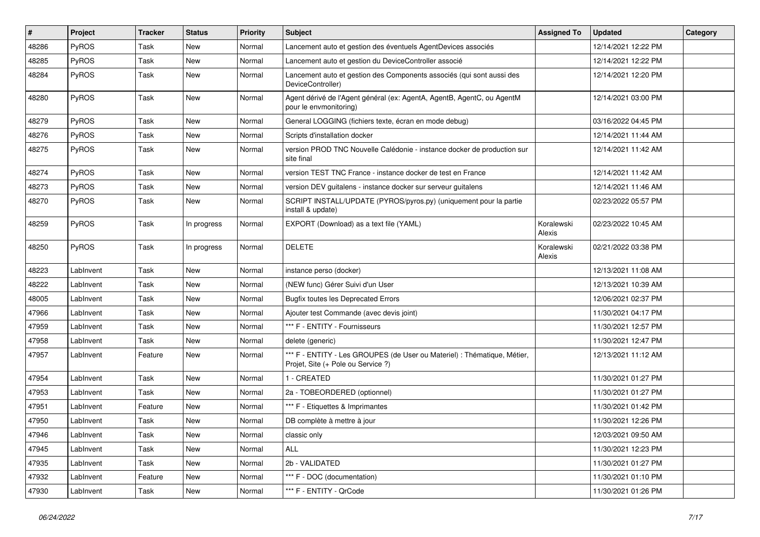| # | Project | Tracker | Status | Priority | Subject | Assigned To | Updated | Category |
|---|---|---|---|---|---|---|---|---|
| 48286 | PyROS | Task | New | Normal | Lancement auto et gestion des éventuels AgentDevices associés | | 12/14/2021 12:22 PM | |
| 48285 | PyROS | Task | New | Normal | Lancement auto et gestion du DeviceController associé | | 12/14/2021 12:22 PM | |
| 48284 | PyROS | Task | New | Normal | Lancement auto et gestion des Components associés (qui sont aussi des DeviceController) | | 12/14/2021 12:20 PM | |
| 48280 | PyROS | Task | New | Normal | Agent dérivé de l'Agent général (ex: AgentA, AgentB, AgentC, ou AgentM pour le envmonitoring) | | 12/14/2021 03:00 PM | |
| 48279 | PyROS | Task | New | Normal | General LOGGING (fichiers texte, écran en mode debug) | | 03/16/2022 04:45 PM | |
| 48276 | PyROS | Task | New | Normal | Scripts d'installation docker | | 12/14/2021 11:44 AM | |
| 48275 | PyROS | Task | New | Normal | version PROD TNC Nouvelle Calédonie - instance docker de production sur site final | | 12/14/2021 11:42 AM | |
| 48274 | PyROS | Task | New | Normal | version TEST TNC France - instance docker de test en France | | 12/14/2021 11:42 AM | |
| 48273 | PyROS | Task | New | Normal | version DEV guitalens - instance docker sur serveur guitalens | | 12/14/2021 11:46 AM | |
| 48270 | PyROS | Task | New | Normal | SCRIPT INSTALL/UPDATE (PYROS/pyros.py) (uniquement pour la partie install & update) | | 02/23/2022 05:57 PM | |
| 48259 | PyROS | Task | In progress | Normal | EXPORT (Download) as a text file (YAML) | Koralewski Alexis | 02/23/2022 10:45 AM | |
| 48250 | PyROS | Task | In progress | Normal | DELETE | Koralewski Alexis | 02/21/2022 03:38 PM | |
| 48223 | LabInvent | Task | New | Normal | instance perso (docker) | | 12/13/2021 11:08 AM | |
| 48222 | LabInvent | Task | New | Normal | (NEW func) Gérer Suivi d'un User | | 12/13/2021 10:39 AM | |
| 48005 | LabInvent | Task | New | Normal | Bugfix toutes les Deprecated Errors | | 12/06/2021 02:37 PM | |
| 47966 | LabInvent | Task | New | Normal | Ajouter test Commande (avec devis joint) | | 11/30/2021 04:17 PM | |
| 47959 | LabInvent | Task | New | Normal | *** F - ENTITY - Fournisseurs | | 11/30/2021 12:57 PM | |
| 47958 | LabInvent | Task | New | Normal | delete (generic) | | 11/30/2021 12:47 PM | |
| 47957 | LabInvent | Feature | New | Normal | *** F - ENTITY - Les GROUPES (de User ou Materiel) : Thématique, Métier, Projet, Site (+ Pole ou Service ?) | | 12/13/2021 11:12 AM | |
| 47954 | LabInvent | Task | New | Normal | 1 - CREATED | | 11/30/2021 01:27 PM | |
| 47953 | LabInvent | Task | New | Normal | 2a - TOBEORDERED (optionnel) | | 11/30/2021 01:27 PM | |
| 47951 | LabInvent | Feature | New | Normal | *** F - Etiquettes & Imprimantes | | 11/30/2021 01:42 PM | |
| 47950 | LabInvent | Task | New | Normal | DB complète à mettre à jour | | 11/30/2021 12:26 PM | |
| 47946 | LabInvent | Task | New | Normal | classic only | | 12/03/2021 09:50 AM | |
| 47945 | LabInvent | Task | New | Normal | ALL | | 11/30/2021 12:23 PM | |
| 47935 | LabInvent | Task | New | Normal | 2b - VALIDATED | | 11/30/2021 01:27 PM | |
| 47932 | LabInvent | Feature | New | Normal | *** F - DOC (documentation) | | 11/30/2021 01:10 PM | |
| 47930 | LabInvent | Task | New | Normal | *** F - ENTITY - QrCode | | 11/30/2021 01:26 PM | |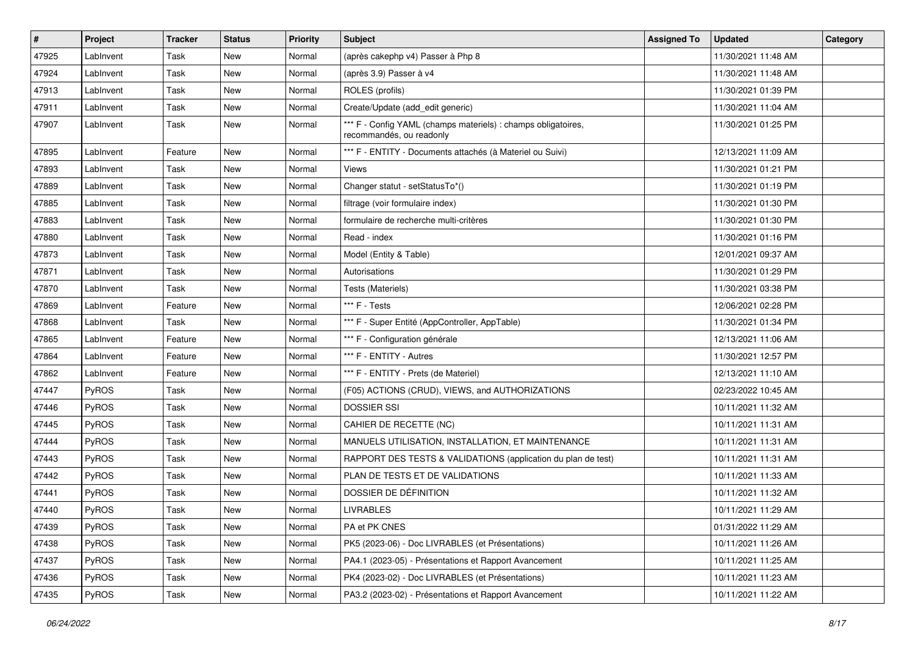| # | Project | Tracker | Status | Priority | Subject | Assigned To | Updated | Category |
|---|---|---|---|---|---|---|---|---|
| 47925 | LabInvent | Task | New | Normal | (après cakephp v4) Passer à Php 8 | | 11/30/2021 11:48 AM | |
| 47924 | LabInvent | Task | New | Normal | (après 3.9) Passer à v4 | | 11/30/2021 11:48 AM | |
| 47913 | LabInvent | Task | New | Normal | ROLES (profils) | | 11/30/2021 01:39 PM | |
| 47911 | LabInvent | Task | New | Normal | Create/Update (add_edit generic) | | 11/30/2021 11:04 AM | |
| 47907 | LabInvent | Task | New | Normal | *** F - Config YAML (champs materiels) : champs obligatoires, recommandés, ou readonly | | 11/30/2021 01:25 PM | |
| 47895 | LabInvent | Feature | New | Normal | *** F - ENTITY - Documents attachés (à Materiel ou Suivi) | | 12/13/2021 11:09 AM | |
| 47893 | LabInvent | Task | New | Normal | Views | | 11/30/2021 01:21 PM | |
| 47889 | LabInvent | Task | New | Normal | Changer statut - setStatusTo*() | | 11/30/2021 01:19 PM | |
| 47885 | LabInvent | Task | New | Normal | filtrage (voir formulaire index) | | 11/30/2021 01:30 PM | |
| 47883 | LabInvent | Task | New | Normal | formulaire de recherche multi-critères | | 11/30/2021 01:30 PM | |
| 47880 | LabInvent | Task | New | Normal | Read - index | | 11/30/2021 01:16 PM | |
| 47873 | LabInvent | Task | New | Normal | Model (Entity & Table) | | 12/01/2021 09:37 AM | |
| 47871 | LabInvent | Task | New | Normal | Autorisations | | 11/30/2021 01:29 PM | |
| 47870 | LabInvent | Task | New | Normal | Tests (Materiels) | | 11/30/2021 03:38 PM | |
| 47869 | LabInvent | Feature | New | Normal | *** F - Tests | | 12/06/2021 02:28 PM | |
| 47868 | LabInvent | Task | New | Normal | *** F - Super Entité (AppController, AppTable) | | 11/30/2021 01:34 PM | |
| 47865 | LabInvent | Feature | New | Normal | *** F - Configuration générale | | 12/13/2021 11:06 AM | |
| 47864 | LabInvent | Feature | New | Normal | *** F - ENTITY - Autres | | 11/30/2021 12:57 PM | |
| 47862 | LabInvent | Feature | New | Normal | *** F - ENTITY - Prets (de Materiel) | | 12/13/2021 11:10 AM | |
| 47447 | PyROS | Task | New | Normal | (F05) ACTIONS (CRUD), VIEWS, and AUTHORIZATIONS | | 02/23/2022 10:45 AM | |
| 47446 | PyROS | Task | New | Normal | DOSSIER SSI | | 10/11/2021 11:32 AM | |
| 47445 | PyROS | Task | New | Normal | CAHIER DE RECETTE (NC) | | 10/11/2021 11:31 AM | |
| 47444 | PyROS | Task | New | Normal | MANUELS UTILISATION, INSTALLATION, ET MAINTENANCE | | 10/11/2021 11:31 AM | |
| 47443 | PyROS | Task | New | Normal | RAPPORT DES TESTS & VALIDATIONS (application du plan de test) | | 10/11/2021 11:31 AM | |
| 47442 | PyROS | Task | New | Normal | PLAN DE TESTS ET DE VALIDATIONS | | 10/11/2021 11:33 AM | |
| 47441 | PyROS | Task | New | Normal | DOSSIER DE DÉFINITION | | 10/11/2021 11:32 AM | |
| 47440 | PyROS | Task | New | Normal | LIVRABLES | | 10/11/2021 11:29 AM | |
| 47439 | PyROS | Task | New | Normal | PA et PK CNES | | 01/31/2022 11:29 AM | |
| 47438 | PyROS | Task | New | Normal | PK5 (2023-06) - Doc LIVRABLES (et Présentations) | | 10/11/2021 11:26 AM | |
| 47437 | PyROS | Task | New | Normal | PA4.1 (2023-05) - Présentations et Rapport Avancement | | 10/11/2021 11:25 AM | |
| 47436 | PyROS | Task | New | Normal | PK4 (2023-02) - Doc LIVRABLES (et Présentations) | | 10/11/2021 11:23 AM | |
| 47435 | PyROS | Task | New | Normal | PA3.2 (2023-02) - Présentations et Rapport Avancement | | 10/11/2021 11:22 AM | |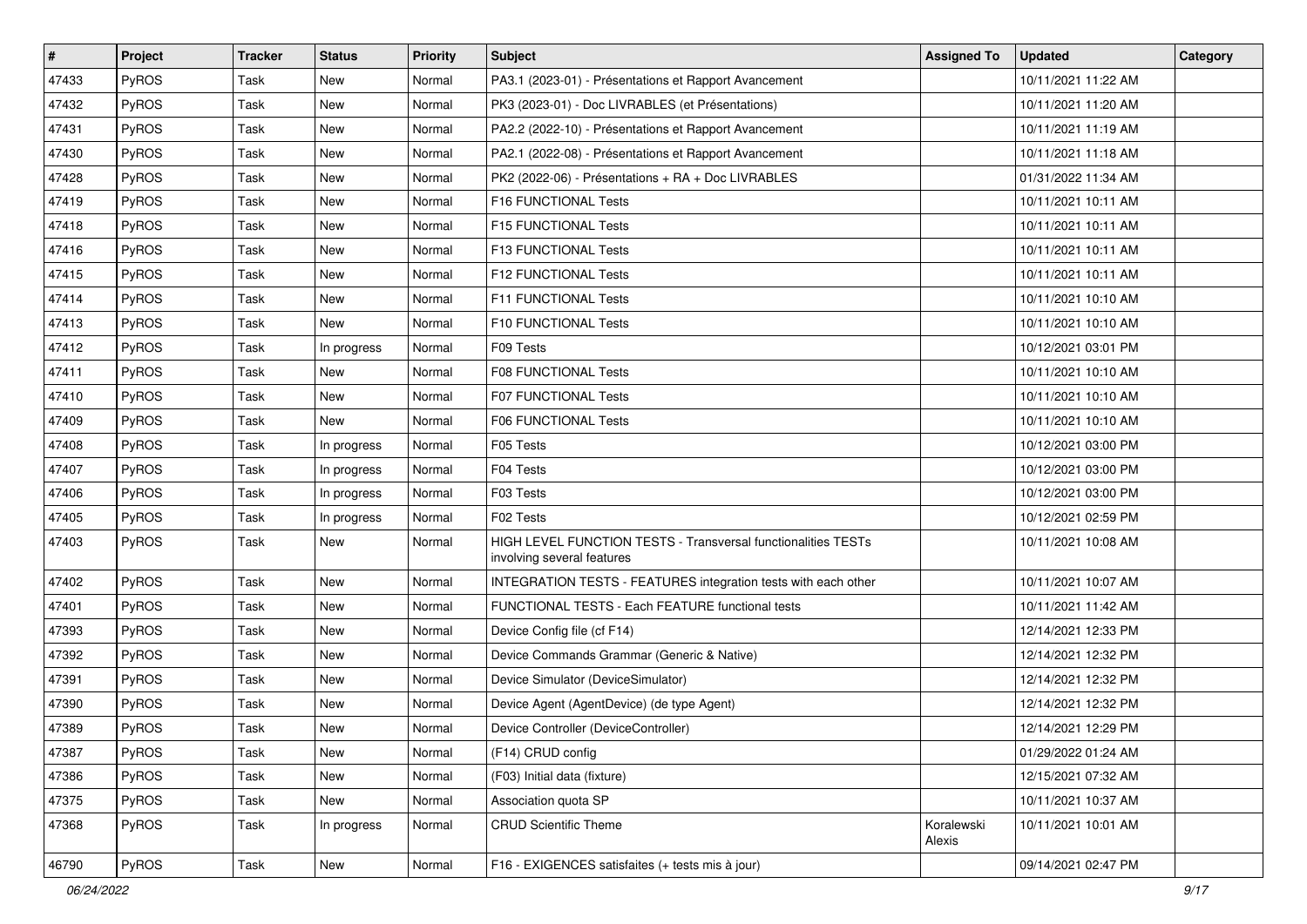| # | Project | Tracker | Status | Priority | Subject | Assigned To | Updated | Category |
|---|---|---|---|---|---|---|---|---|
| 47433 | PyROS | Task | New | Normal | PA3.1 (2023-01) - Présentations et Rapport Avancement | | 10/11/2021 11:22 AM | |
| 47432 | PyROS | Task | New | Normal | PK3 (2023-01) - Doc LIVRABLES (et Présentations) | | 10/11/2021 11:20 AM | |
| 47431 | PyROS | Task | New | Normal | PA2.2 (2022-10) - Présentations et Rapport Avancement | | 10/11/2021 11:19 AM | |
| 47430 | PyROS | Task | New | Normal | PA2.1 (2022-08) - Présentations et Rapport Avancement | | 10/11/2021 11:18 AM | |
| 47428 | PyROS | Task | New | Normal | PK2 (2022-06) - Présentations + RA + Doc LIVRABLES | | 01/31/2022 11:34 AM | |
| 47419 | PyROS | Task | New | Normal | F16 FUNCTIONAL Tests | | 10/11/2021 10:11 AM | |
| 47418 | PyROS | Task | New | Normal | F15 FUNCTIONAL Tests | | 10/11/2021 10:11 AM | |
| 47416 | PyROS | Task | New | Normal | F13 FUNCTIONAL Tests | | 10/11/2021 10:11 AM | |
| 47415 | PyROS | Task | New | Normal | F12 FUNCTIONAL Tests | | 10/11/2021 10:11 AM | |
| 47414 | PyROS | Task | New | Normal | F11 FUNCTIONAL Tests | | 10/11/2021 10:10 AM | |
| 47413 | PyROS | Task | New | Normal | F10 FUNCTIONAL Tests | | 10/11/2021 10:10 AM | |
| 47412 | PyROS | Task | In progress | Normal | F09 Tests | | 10/12/2021 03:01 PM | |
| 47411 | PyROS | Task | New | Normal | F08 FUNCTIONAL Tests | | 10/11/2021 10:10 AM | |
| 47410 | PyROS | Task | New | Normal | F07 FUNCTIONAL Tests | | 10/11/2021 10:10 AM | |
| 47409 | PyROS | Task | New | Normal | F06 FUNCTIONAL Tests | | 10/11/2021 10:10 AM | |
| 47408 | PyROS | Task | In progress | Normal | F05 Tests | | 10/12/2021 03:00 PM | |
| 47407 | PyROS | Task | In progress | Normal | F04 Tests | | 10/12/2021 03:00 PM | |
| 47406 | PyROS | Task | In progress | Normal | F03 Tests | | 10/12/2021 03:00 PM | |
| 47405 | PyROS | Task | In progress | Normal | F02 Tests | | 10/12/2021 02:59 PM | |
| 47403 | PyROS | Task | New | Normal | HIGH LEVEL FUNCTION TESTS - Transversal functionalities TESTs involving several features | | 10/11/2021 10:08 AM | |
| 47402 | PyROS | Task | New | Normal | INTEGRATION TESTS - FEATURES integration tests with each other | | 10/11/2021 10:07 AM | |
| 47401 | PyROS | Task | New | Normal | FUNCTIONAL TESTS - Each FEATURE functional tests | | 10/11/2021 11:42 AM | |
| 47393 | PyROS | Task | New | Normal | Device Config file (cf F14) | | 12/14/2021 12:33 PM | |
| 47392 | PyROS | Task | New | Normal | Device Commands Grammar (Generic & Native) | | 12/14/2021 12:32 PM | |
| 47391 | PyROS | Task | New | Normal | Device Simulator (DeviceSimulator) | | 12/14/2021 12:32 PM | |
| 47390 | PyROS | Task | New | Normal | Device Agent (AgentDevice) (de type Agent) | | 12/14/2021 12:32 PM | |
| 47389 | PyROS | Task | New | Normal | Device Controller (DeviceController) | | 12/14/2021 12:29 PM | |
| 47387 | PyROS | Task | New | Normal | (F14) CRUD config | | 01/29/2022 01:24 AM | |
| 47386 | PyROS | Task | New | Normal | (F03) Initial data (fixture) | | 12/15/2021 07:32 AM | |
| 47375 | PyROS | Task | New | Normal | Association quota SP | | 10/11/2021 10:37 AM | |
| 47368 | PyROS | Task | In progress | Normal | CRUD Scientific Theme | Koralewski Alexis | 10/11/2021 10:01 AM | |
| 46790 | PyROS | Task | New | Normal | F16 - EXIGENCES satisfaites (+ tests mis à jour) | | 09/14/2021 02:47 PM | |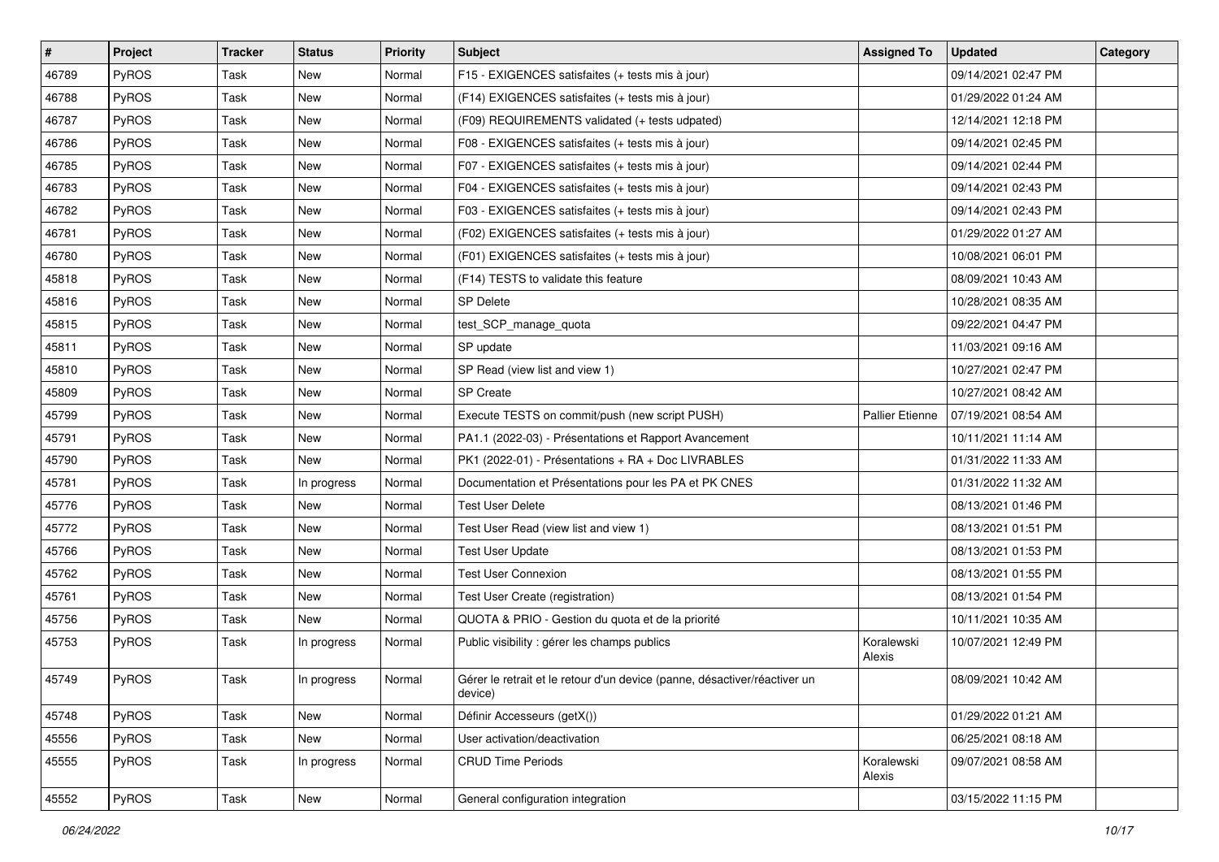| # | Project | Tracker | Status | Priority | Subject | Assigned To | Updated | Category |
|---|---|---|---|---|---|---|---|---|
| 46789 | PyROS | Task | New | Normal | F15 - EXIGENCES satisfaites (+ tests mis à jour) | | 09/14/2021 02:47 PM | |
| 46788 | PyROS | Task | New | Normal | (F14) EXIGENCES satisfaites (+ tests mis à jour) | | 01/29/2022 01:24 AM | |
| 46787 | PyROS | Task | New | Normal | (F09) REQUIREMENTS validated (+ tests udpated) | | 12/14/2021 12:18 PM | |
| 46786 | PyROS | Task | New | Normal | F08 - EXIGENCES satisfaites (+ tests mis à jour) | | 09/14/2021 02:45 PM | |
| 46785 | PyROS | Task | New | Normal | F07 - EXIGENCES satisfaites (+ tests mis à jour) | | 09/14/2021 02:44 PM | |
| 46783 | PyROS | Task | New | Normal | F04 - EXIGENCES satisfaites (+ tests mis à jour) | | 09/14/2021 02:43 PM | |
| 46782 | PyROS | Task | New | Normal | F03 - EXIGENCES satisfaites (+ tests mis à jour) | | 09/14/2021 02:43 PM | |
| 46781 | PyROS | Task | New | Normal | (F02) EXIGENCES satisfaites (+ tests mis à jour) | | 01/29/2022 01:27 AM | |
| 46780 | PyROS | Task | New | Normal | (F01) EXIGENCES satisfaites (+ tests mis à jour) | | 10/08/2021 06:01 PM | |
| 45818 | PyROS | Task | New | Normal | (F14) TESTS to validate this feature | | 08/09/2021 10:43 AM | |
| 45816 | PyROS | Task | New | Normal | SP Delete | | 10/28/2021 08:35 AM | |
| 45815 | PyROS | Task | New | Normal | test_SCP_manage_quota | | 09/22/2021 04:47 PM | |
| 45811 | PyROS | Task | New | Normal | SP update | | 11/03/2021 09:16 AM | |
| 45810 | PyROS | Task | New | Normal | SP Read (view list and view 1) | | 10/27/2021 02:47 PM | |
| 45809 | PyROS | Task | New | Normal | SP Create | | 10/27/2021 08:42 AM | |
| 45799 | PyROS | Task | New | Normal | Execute TESTS on commit/push (new script PUSH) | Pallier Etienne | 07/19/2021 08:54 AM | |
| 45791 | PyROS | Task | New | Normal | PA1.1 (2022-03) - Présentations et Rapport Avancement | | 10/11/2021 11:14 AM | |
| 45790 | PyROS | Task | New | Normal | PK1 (2022-01) - Présentations + RA + Doc LIVRABLES | | 01/31/2022 11:33 AM | |
| 45781 | PyROS | Task | In progress | Normal | Documentation et Présentations pour les PA et PK CNES | | 01/31/2022 11:32 AM | |
| 45776 | PyROS | Task | New | Normal | Test User Delete | | 08/13/2021 01:46 PM | |
| 45772 | PyROS | Task | New | Normal | Test User Read (view list and view 1) | | 08/13/2021 01:51 PM | |
| 45766 | PyROS | Task | New | Normal | Test User Update | | 08/13/2021 01:53 PM | |
| 45762 | PyROS | Task | New | Normal | Test User Connexion | | 08/13/2021 01:55 PM | |
| 45761 | PyROS | Task | New | Normal | Test User Create (registration) | | 08/13/2021 01:54 PM | |
| 45756 | PyROS | Task | New | Normal | QUOTA & PRIO - Gestion du quota et de la priorité | | 10/11/2021 10:35 AM | |
| 45753 | PyROS | Task | In progress | Normal | Public visibility : gérer les champs publics | Koralewski Alexis | 10/07/2021 12:49 PM | |
| 45749 | PyROS | Task | In progress | Normal | Gérer le retrait et le retour d'un device (panne, désactiver/réactiver un device) | | 08/09/2021 10:42 AM | |
| 45748 | PyROS | Task | New | Normal | Définir Accesseurs (getX()) | | 01/29/2022 01:21 AM | |
| 45556 | PyROS | Task | New | Normal | User activation/deactivation | | 06/25/2021 08:18 AM | |
| 45555 | PyROS | Task | In progress | Normal | CRUD Time Periods | Koralewski Alexis | 09/07/2021 08:58 AM | |
| 45552 | PyROS | Task | New | Normal | General configuration integration | | 03/15/2022 11:15 PM | |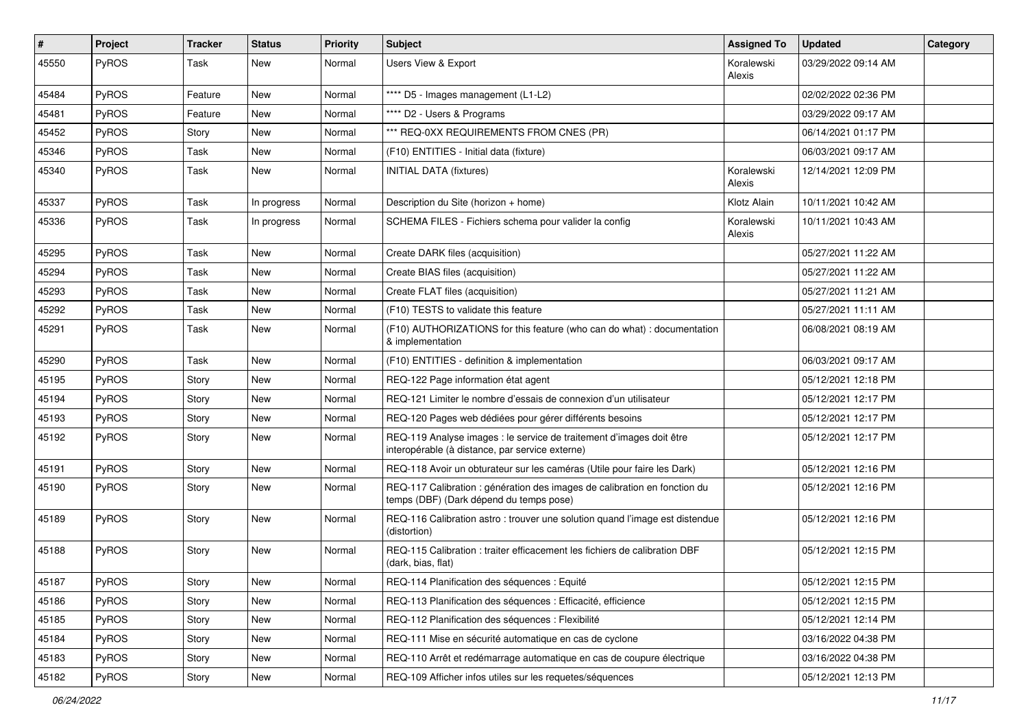| # | Project | Tracker | Status | Priority | Subject | Assigned To | Updated | Category |
|---|---|---|---|---|---|---|---|---|
| 45550 | PyROS | Task | New | Normal | Users View & Export | Koralewski Alexis | 03/29/2022 09:14 AM | |
| 45484 | PyROS | Feature | New | Normal | **** D5 - Images management (L1-L2) | | 02/02/2022 02:36 PM | |
| 45481 | PyROS | Feature | New | Normal | **** D2 - Users & Programs | | 03/29/2022 09:17 AM | |
| 45452 | PyROS | Story | New | Normal | *** REQ-0XX REQUIREMENTS FROM CNES (PR) | | 06/14/2021 01:17 PM | |
| 45346 | PyROS | Task | New | Normal | (F10) ENTITIES - Initial data (fixture) | | 06/03/2021 09:17 AM | |
| 45340 | PyROS | Task | New | Normal | INITIAL DATA (fixtures) | Koralewski Alexis | 12/14/2021 12:09 PM | |
| 45337 | PyROS | Task | In progress | Normal | Description du Site (horizon + home) | Klotz Alain | 10/11/2021 10:42 AM | |
| 45336 | PyROS | Task | In progress | Normal | SCHEMA FILES - Fichiers schema pour valider la config | Koralewski Alexis | 10/11/2021 10:43 AM | |
| 45295 | PyROS | Task | New | Normal | Create DARK files (acquisition) | | 05/27/2021 11:22 AM | |
| 45294 | PyROS | Task | New | Normal | Create BIAS files (acquisition) | | 05/27/2021 11:22 AM | |
| 45293 | PyROS | Task | New | Normal | Create FLAT files (acquisition) | | 05/27/2021 11:21 AM | |
| 45292 | PyROS | Task | New | Normal | (F10) TESTS to validate this feature | | 05/27/2021 11:11 AM | |
| 45291 | PyROS | Task | New | Normal | (F10) AUTHORIZATIONS for this feature (who can do what) : documentation & implementation | | 06/08/2021 08:19 AM | |
| 45290 | PyROS | Task | New | Normal | (F10) ENTITIES - definition & implementation | | 06/03/2021 09:17 AM | |
| 45195 | PyROS | Story | New | Normal | REQ-122 Page information état agent | | 05/12/2021 12:18 PM | |
| 45194 | PyROS | Story | New | Normal | REQ-121 Limiter le nombre d'essais de connexion d'un utilisateur | | 05/12/2021 12:17 PM | |
| 45193 | PyROS | Story | New | Normal | REQ-120 Pages web dédiées pour gérer différents besoins | | 05/12/2021 12:17 PM | |
| 45192 | PyROS | Story | New | Normal | REQ-119 Analyse images : le service de traitement d'images doit être interopérable (à distance, par service externe) | | 05/12/2021 12:17 PM | |
| 45191 | PyROS | Story | New | Normal | REQ-118 Avoir un obturateur sur les caméras (Utile pour faire les Dark) | | 05/12/2021 12:16 PM | |
| 45190 | PyROS | Story | New | Normal | REQ-117 Calibration : génération des images de calibration en fonction du temps (DBF) (Dark dépend du temps pose) | | 05/12/2021 12:16 PM | |
| 45189 | PyROS | Story | New | Normal | REQ-116 Calibration astro : trouver une solution quand l'image est distendue (distortion) | | 05/12/2021 12:16 PM | |
| 45188 | PyROS | Story | New | Normal | REQ-115 Calibration : traiter efficacement les fichiers de calibration DBF (dark, bias, flat) | | 05/12/2021 12:15 PM | |
| 45187 | PyROS | Story | New | Normal | REQ-114 Planification des séquences : Equité | | 05/12/2021 12:15 PM | |
| 45186 | PyROS | Story | New | Normal | REQ-113 Planification des séquences : Efficacité, efficience | | 05/12/2021 12:15 PM | |
| 45185 | PyROS | Story | New | Normal | REQ-112 Planification des séquences : Flexibilité | | 05/12/2021 12:14 PM | |
| 45184 | PyROS | Story | New | Normal | REQ-111 Mise en sécurité automatique en cas de cyclone | | 03/16/2022 04:38 PM | |
| 45183 | PyROS | Story | New | Normal | REQ-110 Arrêt et redémarrage automatique en cas de coupure électrique | | 03/16/2022 04:38 PM | |
| 45182 | PyROS | Story | New | Normal | REQ-109 Afficher infos utiles sur les requetes/séquences | | 05/12/2021 12:13 PM | |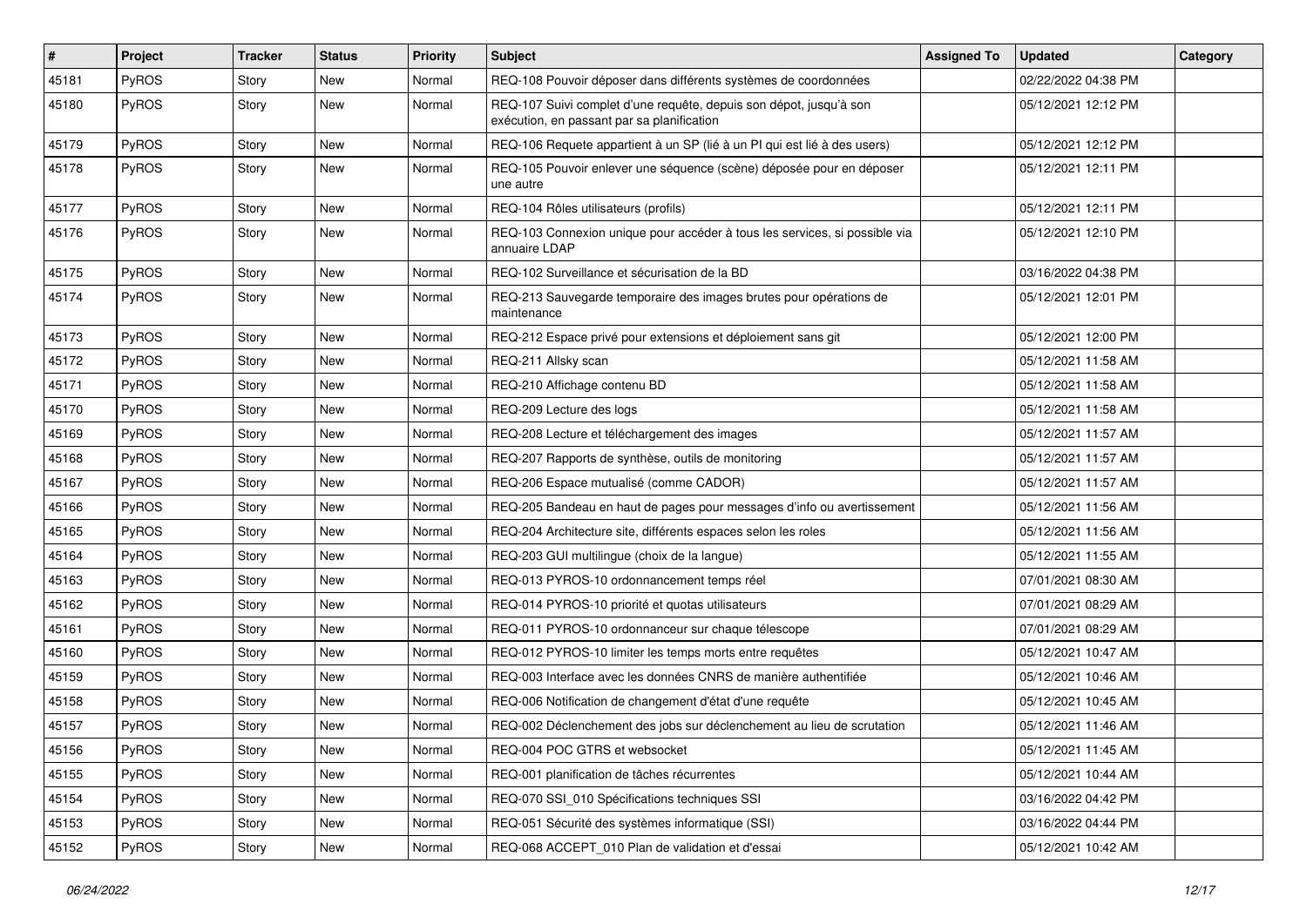| # | Project | Tracker | Status | Priority | Subject | Assigned To | Updated | Category |
|---|---|---|---|---|---|---|---|---|
| 45181 | PyROS | Story | New | Normal | REQ-108 Pouvoir déposer dans différents systèmes de coordonnées | | 02/22/2022 04:38 PM | |
| 45180 | PyROS | Story | New | Normal | REQ-107 Suivi complet d'une requête, depuis son dépot, jusqu'à son exécution, en passant par sa planification | | 05/12/2021 12:12 PM | |
| 45179 | PyROS | Story | New | Normal | REQ-106 Requete appartient à un SP (lié à un PI qui est lié à des users) | | 05/12/2021 12:12 PM | |
| 45178 | PyROS | Story | New | Normal | REQ-105 Pouvoir enlever une séquence (scène) déposée pour en déposer une autre | | 05/12/2021 12:11 PM | |
| 45177 | PyROS | Story | New | Normal | REQ-104 Rôles utilisateurs (profils) | | 05/12/2021 12:11 PM | |
| 45176 | PyROS | Story | New | Normal | REQ-103 Connexion unique pour accéder à tous les services, si possible via annuaire LDAP | | 05/12/2021 12:10 PM | |
| 45175 | PyROS | Story | New | Normal | REQ-102 Surveillance et sécurisation de la BD | | 03/16/2022 04:38 PM | |
| 45174 | PyROS | Story | New | Normal | REQ-213 Sauvegarde temporaire des images brutes pour opérations de maintenance | | 05/12/2021 12:01 PM | |
| 45173 | PyROS | Story | New | Normal | REQ-212 Espace privé pour extensions et déploiement sans git | | 05/12/2021 12:00 PM | |
| 45172 | PyROS | Story | New | Normal | REQ-211 Allsky scan | | 05/12/2021 11:58 AM | |
| 45171 | PyROS | Story | New | Normal | REQ-210 Affichage contenu BD | | 05/12/2021 11:58 AM | |
| 45170 | PyROS | Story | New | Normal | REQ-209 Lecture des logs | | 05/12/2021 11:58 AM | |
| 45169 | PyROS | Story | New | Normal | REQ-208 Lecture et téléchargement des images | | 05/12/2021 11:57 AM | |
| 45168 | PyROS | Story | New | Normal | REQ-207 Rapports de synthèse, outils de monitoring | | 05/12/2021 11:57 AM | |
| 45167 | PyROS | Story | New | Normal | REQ-206 Espace mutualisé (comme CADOR) | | 05/12/2021 11:57 AM | |
| 45166 | PyROS | Story | New | Normal | REQ-205 Bandeau en haut de pages pour messages d'info ou avertissement | | 05/12/2021 11:56 AM | |
| 45165 | PyROS | Story | New | Normal | REQ-204 Architecture site, différents espaces selon les roles | | 05/12/2021 11:56 AM | |
| 45164 | PyROS | Story | New | Normal | REQ-203 GUI multilingue (choix de la langue) | | 05/12/2021 11:55 AM | |
| 45163 | PyROS | Story | New | Normal | REQ-013 PYROS-10 ordonnancement temps réel | | 07/01/2021 08:30 AM | |
| 45162 | PyROS | Story | New | Normal | REQ-014 PYROS-10 priorité et quotas utilisateurs | | 07/01/2021 08:29 AM | |
| 45161 | PyROS | Story | New | Normal | REQ-011 PYROS-10 ordonnanceur sur chaque télescope | | 07/01/2021 08:29 AM | |
| 45160 | PyROS | Story | New | Normal | REQ-012 PYROS-10 limiter les temps morts entre requêtes | | 05/12/2021 10:47 AM | |
| 45159 | PyROS | Story | New | Normal | REQ-003 Interface avec les données CNRS de manière authentifiée | | 05/12/2021 10:46 AM | |
| 45158 | PyROS | Story | New | Normal | REQ-006 Notification de changement d'état d'une requête | | 05/12/2021 10:45 AM | |
| 45157 | PyROS | Story | New | Normal | REQ-002 Déclenchement des jobs sur déclenchement au lieu de scrutation | | 05/12/2021 11:46 AM | |
| 45156 | PyROS | Story | New | Normal | REQ-004 POC GTRS et websocket | | 05/12/2021 11:45 AM | |
| 45155 | PyROS | Story | New | Normal | REQ-001 planification de tâches récurrentes | | 05/12/2021 10:44 AM | |
| 45154 | PyROS | Story | New | Normal | REQ-070 SSI_010 Spécifications techniques SSI | | 03/16/2022 04:42 PM | |
| 45153 | PyROS | Story | New | Normal | REQ-051 Sécurité des systèmes informatique (SSI) | | 03/16/2022 04:44 PM | |
| 45152 | PyROS | Story | New | Normal | REQ-068 ACCEPT_010 Plan de validation et d'essai | | 05/12/2021 10:42 AM | |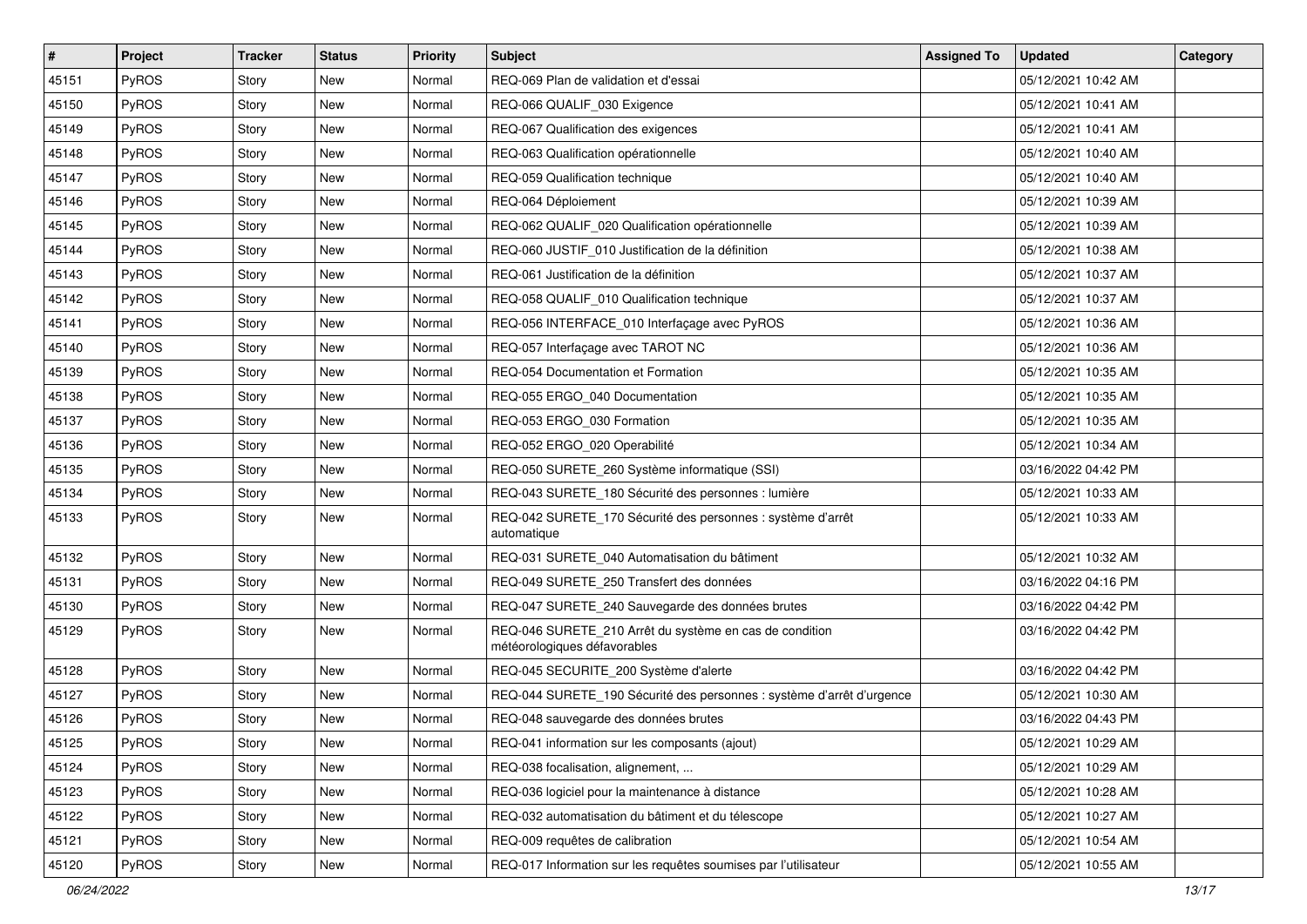| # | Project | Tracker | Status | Priority | Subject | Assigned To | Updated | Category |
|---|---|---|---|---|---|---|---|---|
| 45151 | PyROS | Story | New | Normal | REQ-069 Plan de validation et d'essai | | 05/12/2021 10:42 AM | |
| 45150 | PyROS | Story | New | Normal | REQ-066 QUALIF_030 Exigence | | 05/12/2021 10:41 AM | |
| 45149 | PyROS | Story | New | Normal | REQ-067 Qualification des exigences | | 05/12/2021 10:41 AM | |
| 45148 | PyROS | Story | New | Normal | REQ-063 Qualification opérationnelle | | 05/12/2021 10:40 AM | |
| 45147 | PyROS | Story | New | Normal | REQ-059 Qualification technique | | 05/12/2021 10:40 AM | |
| 45146 | PyROS | Story | New | Normal | REQ-064 Déploiement | | 05/12/2021 10:39 AM | |
| 45145 | PyROS | Story | New | Normal | REQ-062 QUALIF_020 Qualification opérationnelle | | 05/12/2021 10:39 AM | |
| 45144 | PyROS | Story | New | Normal | REQ-060 JUSTIF_010 Justification de la définition | | 05/12/2021 10:38 AM | |
| 45143 | PyROS | Story | New | Normal | REQ-061 Justification de la définition | | 05/12/2021 10:37 AM | |
| 45142 | PyROS | Story | New | Normal | REQ-058 QUALIF_010 Qualification technique | | 05/12/2021 10:37 AM | |
| 45141 | PyROS | Story | New | Normal | REQ-056 INTERFACE_010 Interfaçage avec PyROS | | 05/12/2021 10:36 AM | |
| 45140 | PyROS | Story | New | Normal | REQ-057 Interfaçage avec TAROT NC | | 05/12/2021 10:36 AM | |
| 45139 | PyROS | Story | New | Normal | REQ-054 Documentation et Formation | | 05/12/2021 10:35 AM | |
| 45138 | PyROS | Story | New | Normal | REQ-055 ERGO_040 Documentation | | 05/12/2021 10:35 AM | |
| 45137 | PyROS | Story | New | Normal | REQ-053 ERGO_030 Formation | | 05/12/2021 10:35 AM | |
| 45136 | PyROS | Story | New | Normal | REQ-052 ERGO_020 Operabilité | | 05/12/2021 10:34 AM | |
| 45135 | PyROS | Story | New | Normal | REQ-050 SURETE_260 Système informatique (SSI) | | 03/16/2022 04:42 PM | |
| 45134 | PyROS | Story | New | Normal | REQ-043 SURETE_180 Sécurité des personnes : lumière | | 05/12/2021 10:33 AM | |
| 45133 | PyROS | Story | New | Normal | REQ-042 SURETE_170 Sécurité des personnes : système d'arrêt automatique | | 05/12/2021 10:33 AM | |
| 45132 | PyROS | Story | New | Normal | REQ-031 SURETE_040 Automatisation du bâtiment | | 05/12/2021 10:32 AM | |
| 45131 | PyROS | Story | New | Normal | REQ-049 SURETE_250 Transfert des données | | 03/16/2022 04:16 PM | |
| 45130 | PyROS | Story | New | Normal | REQ-047 SURETE_240 Sauvegarde des données brutes | | 03/16/2022 04:42 PM | |
| 45129 | PyROS | Story | New | Normal | REQ-046 SURETE_210 Arrêt du système en cas de condition météorologiques défavorables | | 03/16/2022 04:42 PM | |
| 45128 | PyROS | Story | New | Normal | REQ-045 SECURITE_200 Système d'alerte | | 03/16/2022 04:42 PM | |
| 45127 | PyROS | Story | New | Normal | REQ-044 SURETE_190 Sécurité des personnes : système d'arrêt d'urgence | | 05/12/2021 10:30 AM | |
| 45126 | PyROS | Story | New | Normal | REQ-048 sauvegarde des données brutes | | 03/16/2022 04:43 PM | |
| 45125 | PyROS | Story | New | Normal | REQ-041 information sur les composants (ajout) | | 05/12/2021 10:29 AM | |
| 45124 | PyROS | Story | New | Normal | REQ-038 focalisation, alignement, ... | | 05/12/2021 10:29 AM | |
| 45123 | PyROS | Story | New | Normal | REQ-036 logiciel pour la maintenance à distance | | 05/12/2021 10:28 AM | |
| 45122 | PyROS | Story | New | Normal | REQ-032 automatisation du bâtiment et du télescope | | 05/12/2021 10:27 AM | |
| 45121 | PyROS | Story | New | Normal | REQ-009 requêtes de calibration | | 05/12/2021 10:54 AM | |
| 45120 | PyROS | Story | New | Normal | REQ-017 Information sur les requêtes soumises par l'utilisateur | | 05/12/2021 10:55 AM | |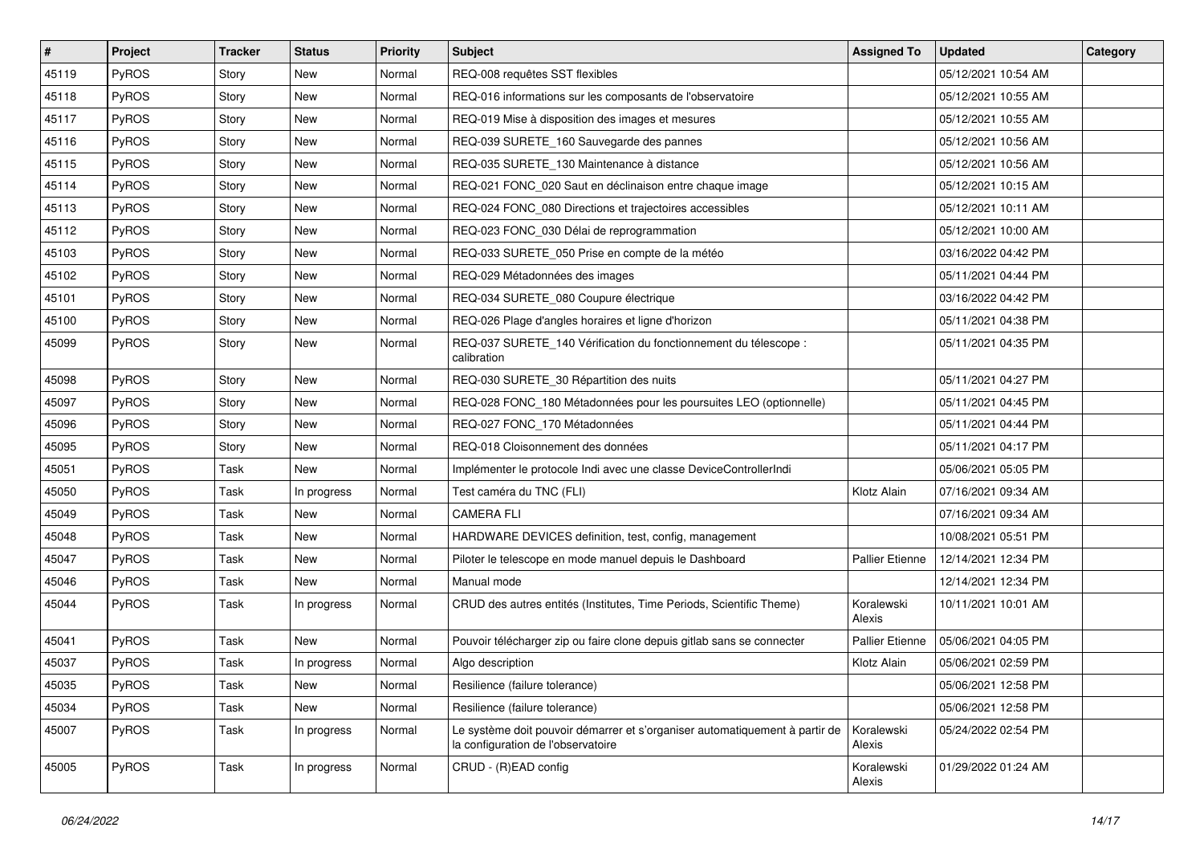| # | Project | Tracker | Status | Priority | Subject | Assigned To | Updated | Category |
|---|---|---|---|---|---|---|---|---|
| 45119 | PyROS | Story | New | Normal | REQ-008 requêtes SST flexibles | | 05/12/2021 10:54 AM | |
| 45118 | PyROS | Story | New | Normal | REQ-016 informations sur les composants de l'observatoire | | 05/12/2021 10:55 AM | |
| 45117 | PyROS | Story | New | Normal | REQ-019 Mise à disposition des images et mesures | | 05/12/2021 10:55 AM | |
| 45116 | PyROS | Story | New | Normal | REQ-039 SURETE_160 Sauvegarde des pannes | | 05/12/2021 10:56 AM | |
| 45115 | PyROS | Story | New | Normal | REQ-035 SURETE_130 Maintenance à distance | | 05/12/2021 10:56 AM | |
| 45114 | PyROS | Story | New | Normal | REQ-021 FONC_020 Saut en déclinaison entre chaque image | | 05/12/2021 10:15 AM | |
| 45113 | PyROS | Story | New | Normal | REQ-024 FONC_080 Directions et trajectoires accessibles | | 05/12/2021 10:11 AM | |
| 45112 | PyROS | Story | New | Normal | REQ-023 FONC_030 Délai de reprogrammation | | 05/12/2021 10:00 AM | |
| 45103 | PyROS | Story | New | Normal | REQ-033 SURETE_050 Prise en compte de la météo | | 03/16/2022 04:42 PM | |
| 45102 | PyROS | Story | New | Normal | REQ-029 Métadonnées des images | | 05/11/2021 04:44 PM | |
| 45101 | PyROS | Story | New | Normal | REQ-034 SURETE_080 Coupure électrique | | 03/16/2022 04:42 PM | |
| 45100 | PyROS | Story | New | Normal | REQ-026 Plage d'angles horaires et ligne d'horizon | | 05/11/2021 04:38 PM | |
| 45099 | PyROS | Story | New | Normal | REQ-037 SURETE_140 Vérification du fonctionnement du télescope : calibration | | 05/11/2021 04:35 PM | |
| 45098 | PyROS | Story | New | Normal | REQ-030 SURETE_30 Répartition des nuits | | 05/11/2021 04:27 PM | |
| 45097 | PyROS | Story | New | Normal | REQ-028 FONC_180 Métadonnées pour les poursuites LEO (optionnelle) | | 05/11/2021 04:45 PM | |
| 45096 | PyROS | Story | New | Normal | REQ-027 FONC_170 Métadonnées | | 05/11/2021 04:44 PM | |
| 45095 | PyROS | Story | New | Normal | REQ-018 Cloisonnement des données | | 05/11/2021 04:17 PM | |
| 45051 | PyROS | Task | New | Normal | Implémenter le protocole Indi avec une classe DeviceControllerIndi | | 05/06/2021 05:05 PM | |
| 45050 | PyROS | Task | In progress | Normal | Test caméra du TNC (FLI) | Klotz Alain | 07/16/2021 09:34 AM | |
| 45049 | PyROS | Task | New | Normal | CAMERA FLI | | 07/16/2021 09:34 AM | |
| 45048 | PyROS | Task | New | Normal | HARDWARE DEVICES definition, test, config, management | | 10/08/2021 05:51 PM | |
| 45047 | PyROS | Task | New | Normal | Piloter le telescope en mode manuel depuis le Dashboard | Pallier Etienne | 12/14/2021 12:34 PM | |
| 45046 | PyROS | Task | New | Normal | Manual mode | | 12/14/2021 12:34 PM | |
| 45044 | PyROS | Task | In progress | Normal | CRUD des autres entités (Institutes, Time Periods, Scientific Theme) | Koralewski Alexis | 10/11/2021 10:01 AM | |
| 45041 | PyROS | Task | New | Normal | Pouvoir télécharger zip ou faire clone depuis gitlab sans se connecter | Pallier Etienne | 05/06/2021 04:05 PM | |
| 45037 | PyROS | Task | In progress | Normal | Algo description | Klotz Alain | 05/06/2021 02:59 PM | |
| 45035 | PyROS | Task | New | Normal | Resilience (failure tolerance) | | 05/06/2021 12:58 PM | |
| 45034 | PyROS | Task | New | Normal | Resilience (failure tolerance) | | 05/06/2021 12:58 PM | |
| 45007 | PyROS | Task | In progress | Normal | Le système doit pouvoir démarrer et s'organiser automatiquement à partir de la configuration de l'observatoire | Koralewski Alexis | 05/24/2022 02:54 PM | |
| 45005 | PyROS | Task | In progress | Normal | CRUD - (R)EAD config | Koralewski Alexis | 01/29/2022 01:24 AM | |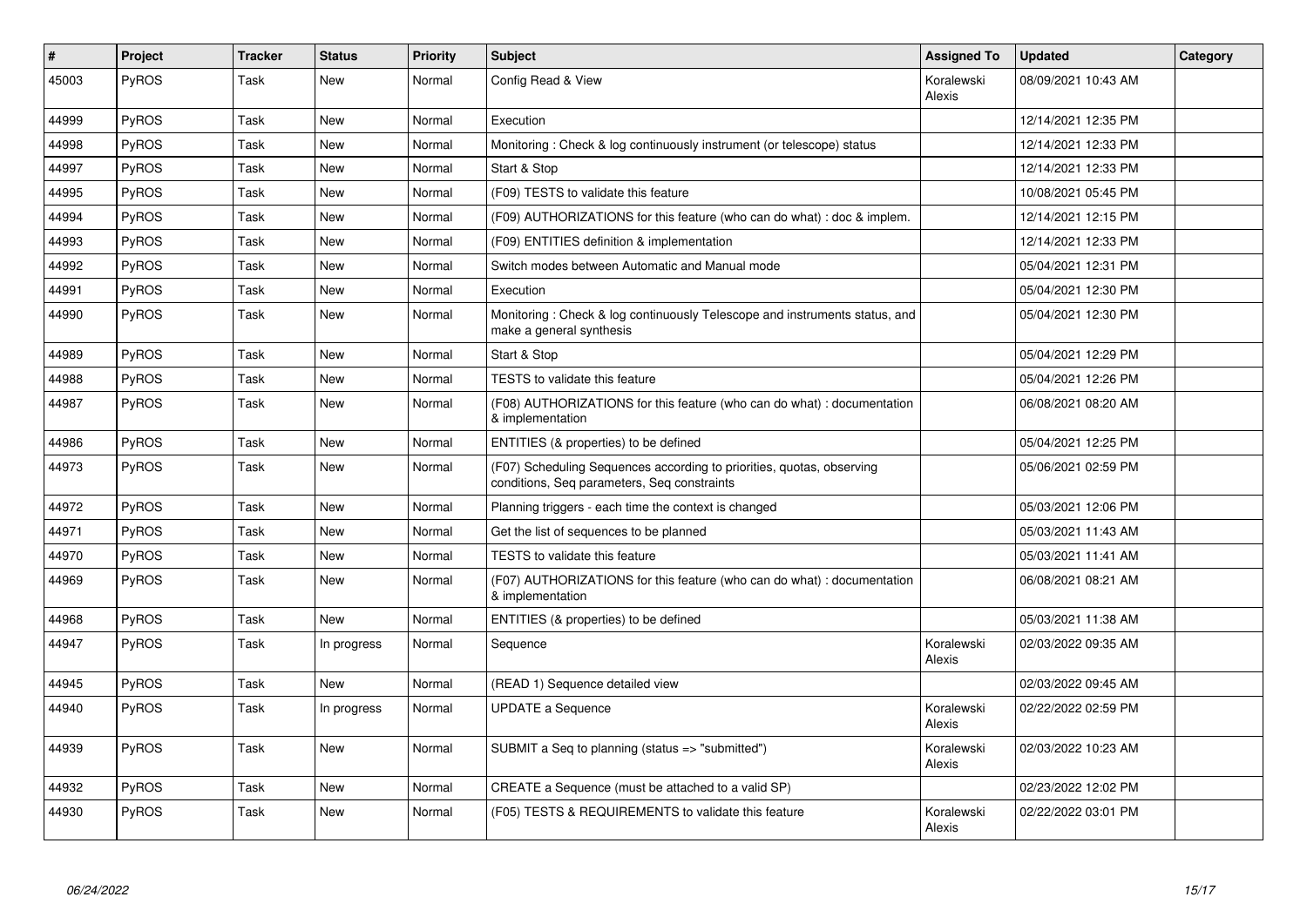| # | Project | Tracker | Status | Priority | Subject | Assigned To | Updated | Category |
|---|---|---|---|---|---|---|---|---|
| 45003 | PyROS | Task | New | Normal | Config Read & View | Koralewski Alexis | 08/09/2021 10:43 AM | |
| 44999 | PyROS | Task | New | Normal | Execution | | 12/14/2021 12:35 PM | |
| 44998 | PyROS | Task | New | Normal | Monitoring : Check & log continuously instrument (or telescope) status | | 12/14/2021 12:33 PM | |
| 44997 | PyROS | Task | New | Normal | Start & Stop | | 12/14/2021 12:33 PM | |
| 44995 | PyROS | Task | New | Normal | (F09) TESTS to validate this feature | | 10/08/2021 05:45 PM | |
| 44994 | PyROS | Task | New | Normal | (F09) AUTHORIZATIONS for this feature (who can do what) : doc & implem. | | 12/14/2021 12:15 PM | |
| 44993 | PyROS | Task | New | Normal | (F09) ENTITIES definition & implementation | | 12/14/2021 12:33 PM | |
| 44992 | PyROS | Task | New | Normal | Switch modes between Automatic and Manual mode | | 05/04/2021 12:31 PM | |
| 44991 | PyROS | Task | New | Normal | Execution | | 05/04/2021 12:30 PM | |
| 44990 | PyROS | Task | New | Normal | Monitoring : Check & log continuously Telescope and instruments status, and make a general synthesis | | 05/04/2021 12:30 PM | |
| 44989 | PyROS | Task | New | Normal | Start & Stop | | 05/04/2021 12:29 PM | |
| 44988 | PyROS | Task | New | Normal | TESTS to validate this feature | | 05/04/2021 12:26 PM | |
| 44987 | PyROS | Task | New | Normal | (F08) AUTHORIZATIONS for this feature (who can do what) : documentation & implementation | | 06/08/2021 08:20 AM | |
| 44986 | PyROS | Task | New | Normal | ENTITIES (& properties) to be defined | | 05/04/2021 12:25 PM | |
| 44973 | PyROS | Task | New | Normal | (F07) Scheduling Sequences according to priorities, quotas, observing conditions, Seq parameters, Seq constraints | | 05/06/2021 02:59 PM | |
| 44972 | PyROS | Task | New | Normal | Planning triggers - each time the context is changed | | 05/03/2021 12:06 PM | |
| 44971 | PyROS | Task | New | Normal | Get the list of sequences to be planned | | 05/03/2021 11:43 AM | |
| 44970 | PyROS | Task | New | Normal | TESTS to validate this feature | | 05/03/2021 11:41 AM | |
| 44969 | PyROS | Task | New | Normal | (F07) AUTHORIZATIONS for this feature (who can do what) : documentation & implementation | | 06/08/2021 08:21 AM | |
| 44968 | PyROS | Task | New | Normal | ENTITIES (& properties) to be defined | | 05/03/2021 11:38 AM | |
| 44947 | PyROS | Task | In progress | Normal | Sequence | Koralewski Alexis | 02/03/2022 09:35 AM | |
| 44945 | PyROS | Task | New | Normal | (READ 1) Sequence detailed view | | 02/03/2022 09:45 AM | |
| 44940 | PyROS | Task | In progress | Normal | UPDATE a Sequence | Koralewski Alexis | 02/22/2022 02:59 PM | |
| 44939 | PyROS | Task | New | Normal | SUBMIT a Seq to planning (status => "submitted") | Koralewski Alexis | 02/03/2022 10:23 AM | |
| 44932 | PyROS | Task | New | Normal | CREATE a Sequence (must be attached to a valid SP) | | 02/23/2022 12:02 PM | |
| 44930 | PyROS | Task | New | Normal | (F05) TESTS & REQUIREMENTS to validate this feature | Koralewski Alexis | 02/22/2022 03:01 PM | |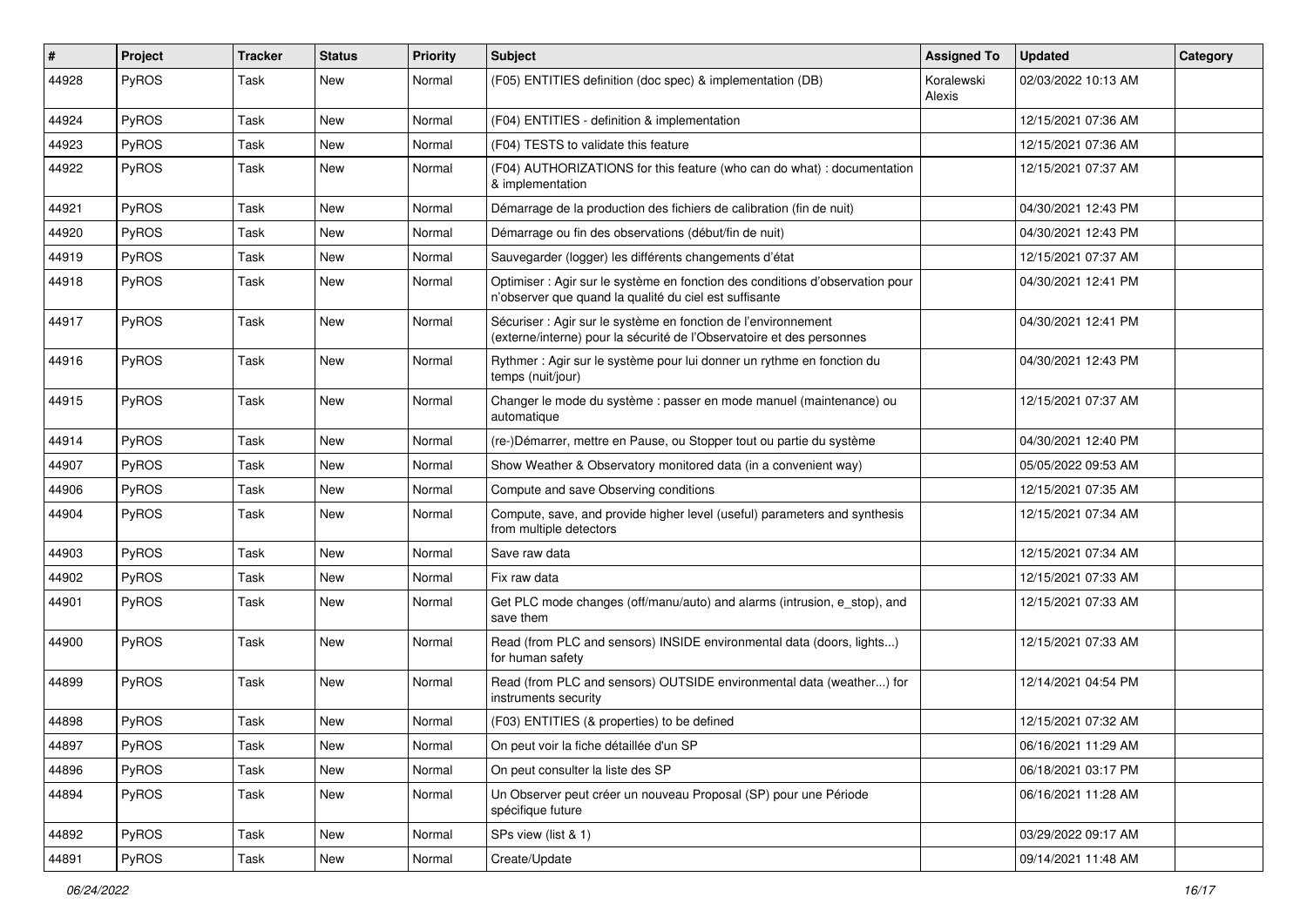| # | Project | Tracker | Status | Priority | Subject | Assigned To | Updated | Category |
|---|---|---|---|---|---|---|---|---|
| 44928 | PyROS | Task | New | Normal | (F05) ENTITIES definition (doc spec) & implementation (DB) | Koralewski Alexis | 02/03/2022 10:13 AM | |
| 44924 | PyROS | Task | New | Normal | (F04) ENTITIES - definition & implementation | | 12/15/2021 07:36 AM | |
| 44923 | PyROS | Task | New | Normal | (F04) TESTS to validate this feature | | 12/15/2021 07:36 AM | |
| 44922 | PyROS | Task | New | Normal | (F04) AUTHORIZATIONS for this feature (who can do what) : documentation & implementation | | 12/15/2021 07:37 AM | |
| 44921 | PyROS | Task | New | Normal | Démarrage de la production des fichiers de calibration (fin de nuit) | | 04/30/2021 12:43 PM | |
| 44920 | PyROS | Task | New | Normal | Démarrage ou fin des observations (début/fin de nuit) | | 04/30/2021 12:43 PM | |
| 44919 | PyROS | Task | New | Normal | Sauvegarder (logger) les différents changements d'état | | 12/15/2021 07:37 AM | |
| 44918 | PyROS | Task | New | Normal | Optimiser : Agir sur le système en fonction des conditions d'observation pour n'observer que quand la qualité du ciel est suffisante | | 04/30/2021 12:41 PM | |
| 44917 | PyROS | Task | New | Normal | Sécuriser : Agir sur le système en fonction de l'environnement (externe/interne) pour la sécurité de l'Observatoire et des personnes | | 04/30/2021 12:41 PM | |
| 44916 | PyROS | Task | New | Normal | Rythmer : Agir sur le système pour lui donner un rythme en fonction du temps (nuit/jour) | | 04/30/2021 12:43 PM | |
| 44915 | PyROS | Task | New | Normal | Changer le mode du système : passer en mode manuel (maintenance) ou automatique | | 12/15/2021 07:37 AM | |
| 44914 | PyROS | Task | New | Normal | (re-)Démarrer, mettre en Pause, ou Stopper tout ou partie du système | | 04/30/2021 12:40 PM | |
| 44907 | PyROS | Task | New | Normal | Show Weather & Observatory monitored data (in a convenient way) | | 05/05/2022 09:53 AM | |
| 44906 | PyROS | Task | New | Normal | Compute and save Observing conditions | | 12/15/2021 07:35 AM | |
| 44904 | PyROS | Task | New | Normal | Compute, save, and provide higher level (useful) parameters and synthesis from multiple detectors | | 12/15/2021 07:34 AM | |
| 44903 | PyROS | Task | New | Normal | Save raw data | | 12/15/2021 07:34 AM | |
| 44902 | PyROS | Task | New | Normal | Fix raw data | | 12/15/2021 07:33 AM | |
| 44901 | PyROS | Task | New | Normal | Get PLC mode changes (off/manu/auto) and alarms (intrusion, e_stop), and save them | | 12/15/2021 07:33 AM | |
| 44900 | PyROS | Task | New | Normal | Read (from PLC and sensors) INSIDE environmental data (doors, lights...) for human safety | | 12/15/2021 07:33 AM | |
| 44899 | PyROS | Task | New | Normal | Read (from PLC and sensors) OUTSIDE environmental data (weather...) for instruments security | | 12/14/2021 04:54 PM | |
| 44898 | PyROS | Task | New | Normal | (F03) ENTITIES (& properties) to be defined | | 12/15/2021 07:32 AM | |
| 44897 | PyROS | Task | New | Normal | On peut voir la fiche détaillée d'un SP | | 06/16/2021 11:29 AM | |
| 44896 | PyROS | Task | New | Normal | On peut consulter la liste des SP | | 06/18/2021 03:17 PM | |
| 44894 | PyROS | Task | New | Normal | Un Observer peut créer un nouveau Proposal (SP) pour une Période spécifique future | | 06/16/2021 11:28 AM | |
| 44892 | PyROS | Task | New | Normal | SPs view (list & 1) | | 03/29/2022 09:17 AM | |
| 44891 | PyROS | Task | New | Normal | Create/Update | | 09/14/2021 11:48 AM | |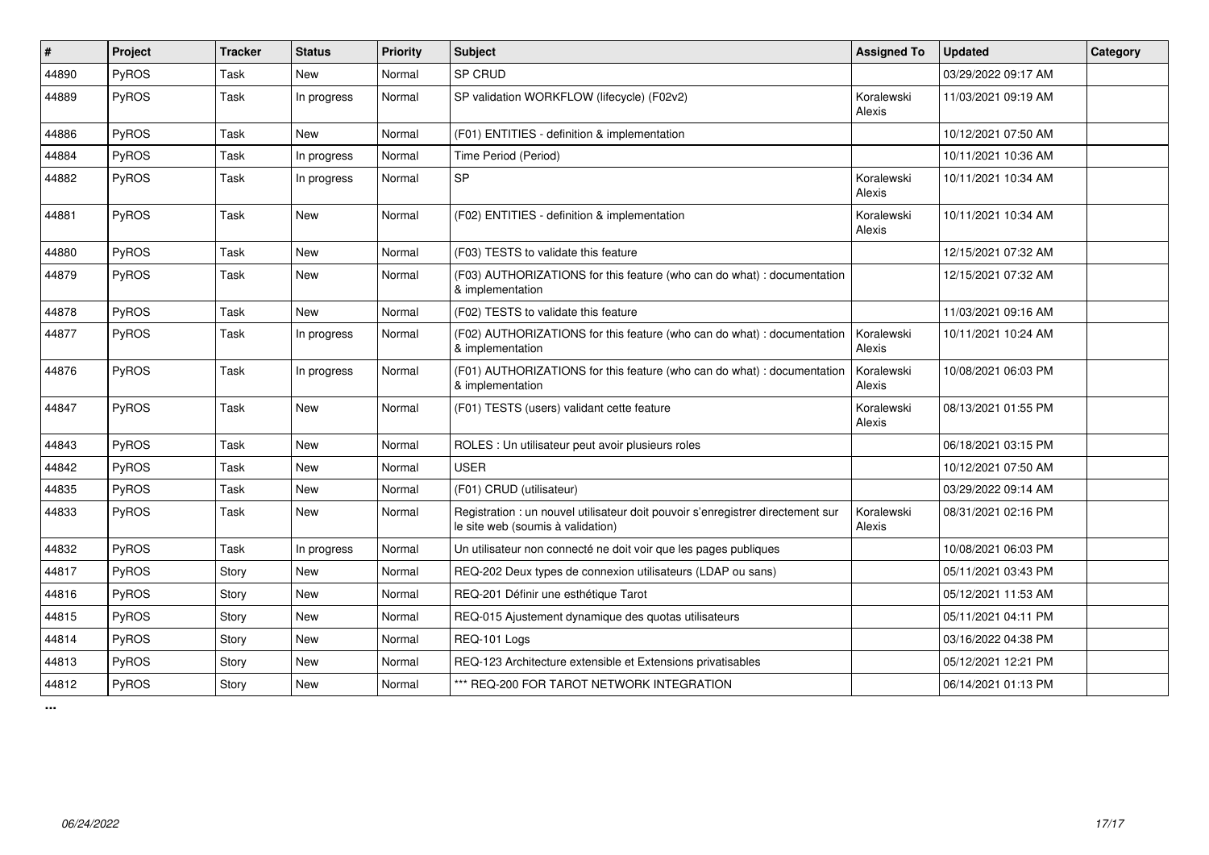| # | Project | Tracker | Status | Priority | Subject | Assigned To | Updated | Category |
|---|---|---|---|---|---|---|---|---|
| 44890 | PyROS | Task | New | Normal | SP CRUD | | 03/29/2022 09:17 AM | |
| 44889 | PyROS | Task | In progress | Normal | SP validation WORKFLOW (lifecycle) (F02v2) | Koralewski Alexis | 11/03/2021 09:19 AM | |
| 44886 | PyROS | Task | New | Normal | (F01) ENTITIES - definition & implementation | | 10/12/2021 07:50 AM | |
| 44884 | PyROS | Task | In progress | Normal | Time Period (Period) | | 10/11/2021 10:36 AM | |
| 44882 | PyROS | Task | In progress | Normal | SP | Koralewski Alexis | 10/11/2021 10:34 AM | |
| 44881 | PyROS | Task | New | Normal | (F02) ENTITIES - definition & implementation | Koralewski Alexis | 10/11/2021 10:34 AM | |
| 44880 | PyROS | Task | New | Normal | (F03) TESTS to validate this feature | | 12/15/2021 07:32 AM | |
| 44879 | PyROS | Task | New | Normal | (F03) AUTHORIZATIONS for this feature (who can do what) : documentation & implementation | | 12/15/2021 07:32 AM | |
| 44878 | PyROS | Task | New | Normal | (F02) TESTS to validate this feature | | 11/03/2021 09:16 AM | |
| 44877 | PyROS | Task | In progress | Normal | (F02) AUTHORIZATIONS for this feature (who can do what) : documentation & implementation | Koralewski Alexis | 10/11/2021 10:24 AM | |
| 44876 | PyROS | Task | In progress | Normal | (F01) AUTHORIZATIONS for this feature (who can do what) : documentation & implementation | Koralewski Alexis | 10/08/2021 06:03 PM | |
| 44847 | PyROS | Task | New | Normal | (F01) TESTS (users) validant cette feature | Koralewski Alexis | 08/13/2021 01:55 PM | |
| 44843 | PyROS | Task | New | Normal | ROLES : Un utilisateur peut avoir plusieurs roles | | 06/18/2021 03:15 PM | |
| 44842 | PyROS | Task | New | Normal | USER | | 10/12/2021 07:50 AM | |
| 44835 | PyROS | Task | New | Normal | (F01) CRUD (utilisateur) | | 03/29/2022 09:14 AM | |
| 44833 | PyROS | Task | New | Normal | Registration : un nouvel utilisateur doit pouvoir s'enregistrer directement sur le site web (soumis à validation) | Koralewski Alexis | 08/31/2021 02:16 PM | |
| 44832 | PyROS | Task | In progress | Normal | Un utilisateur non connecté ne doit voir que les pages publiques | | 10/08/2021 06:03 PM | |
| 44817 | PyROS | Story | New | Normal | REQ-202 Deux types de connexion utilisateurs (LDAP ou sans) | | 05/11/2021 03:43 PM | |
| 44816 | PyROS | Story | New | Normal | REQ-201 Définir une esthétique Tarot | | 05/12/2021 11:53 AM | |
| 44815 | PyROS | Story | New | Normal | REQ-015 Ajustement dynamique des quotas utilisateurs | | 05/11/2021 04:11 PM | |
| 44814 | PyROS | Story | New | Normal | REQ-101 Logs | | 03/16/2022 04:38 PM | |
| 44813 | PyROS | Story | New | Normal | REQ-123 Architecture extensible et Extensions privatisables | | 05/12/2021 12:21 PM | |
| 44812 | PyROS | Story | New | Normal | *** REQ-200 FOR TAROT NETWORK INTEGRATION | | 06/14/2021 01:13 PM | |

...